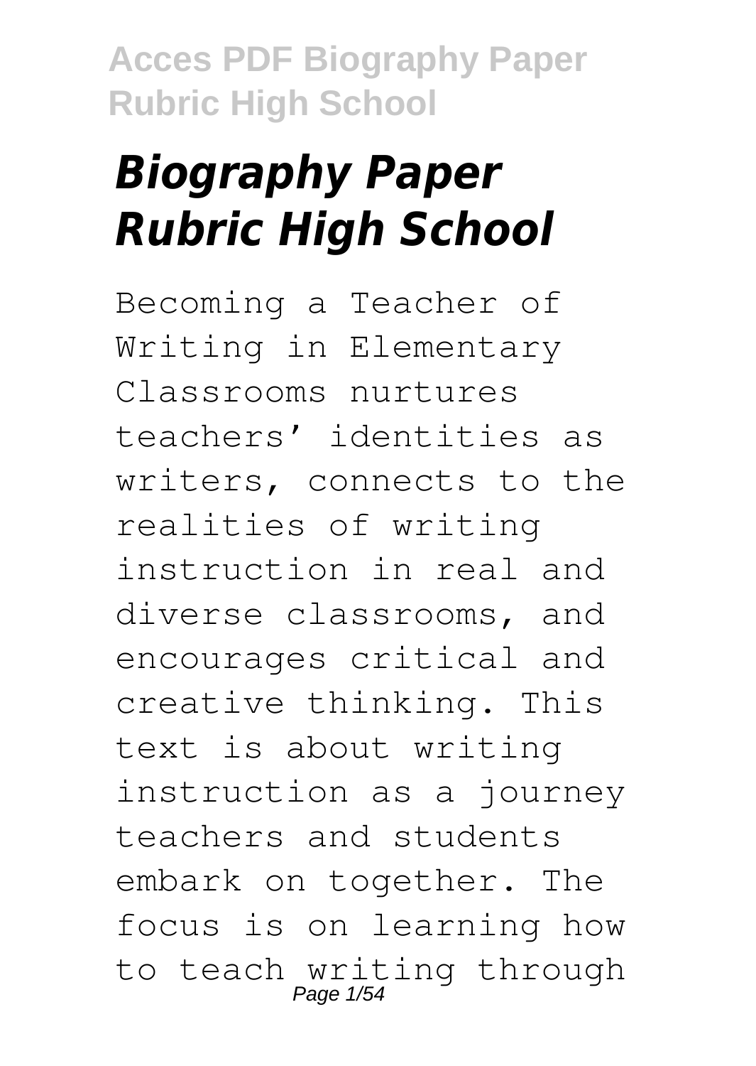# *Biography Paper Rubric High School*

Becoming a Teacher of Writing in Elementary Classrooms nurtures teachers' identities as writers, connects to the realities of writing instruction in real and diverse classrooms, and encourages critical and creative thinking. This text is about writing instruction as a journey teachers and students embark on together. The focus is on learning how to teach writing through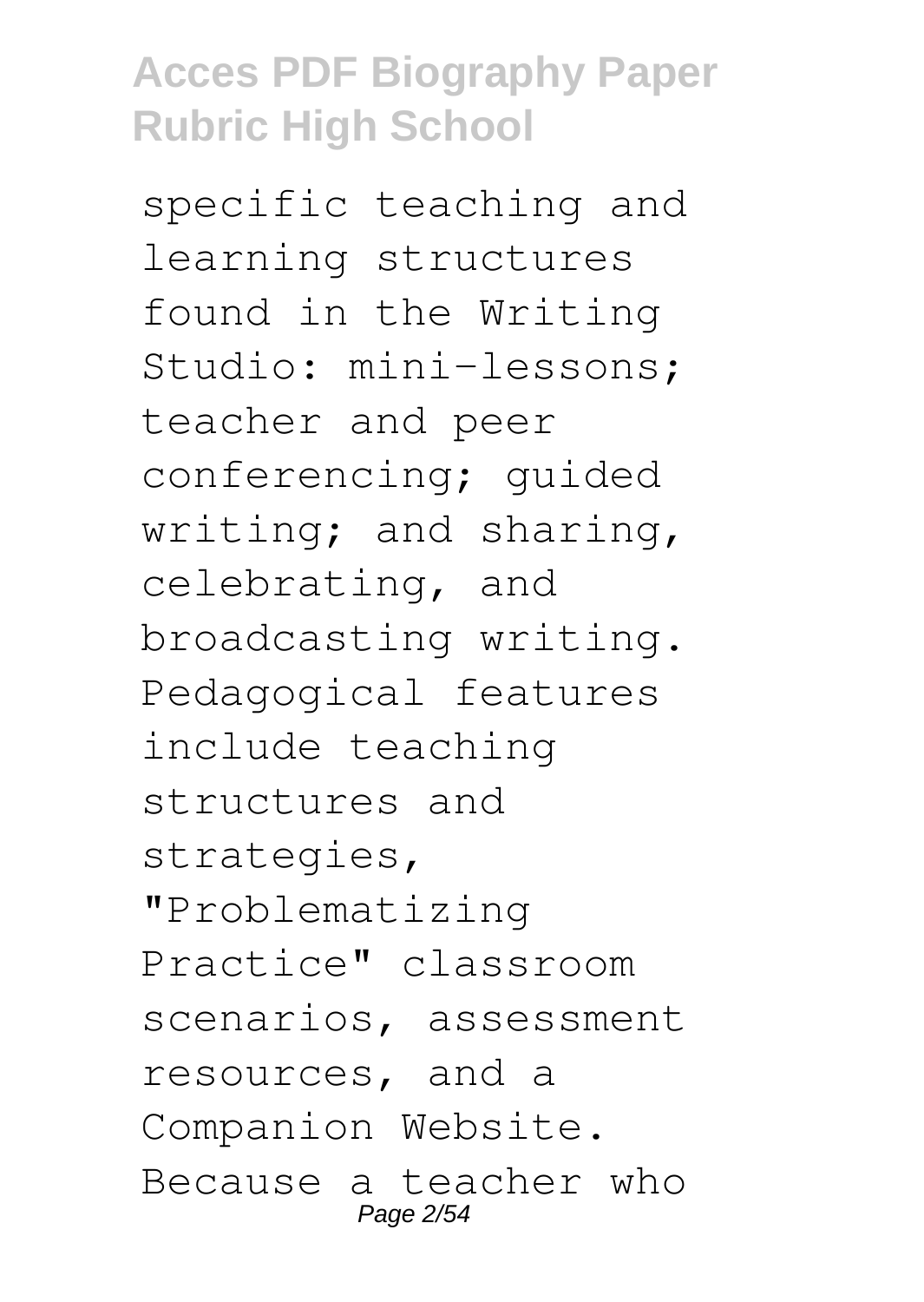specific teaching and learning structures found in the Writing Studio: mini-lessons; teacher and peer conferencing; guided writing; and sharing, celebrating, and broadcasting writing. Pedagogical features include teaching structures and strategies, "Problematizing Practice" classroom scenarios, assessment resources, and a Companion Website. Because a teacher who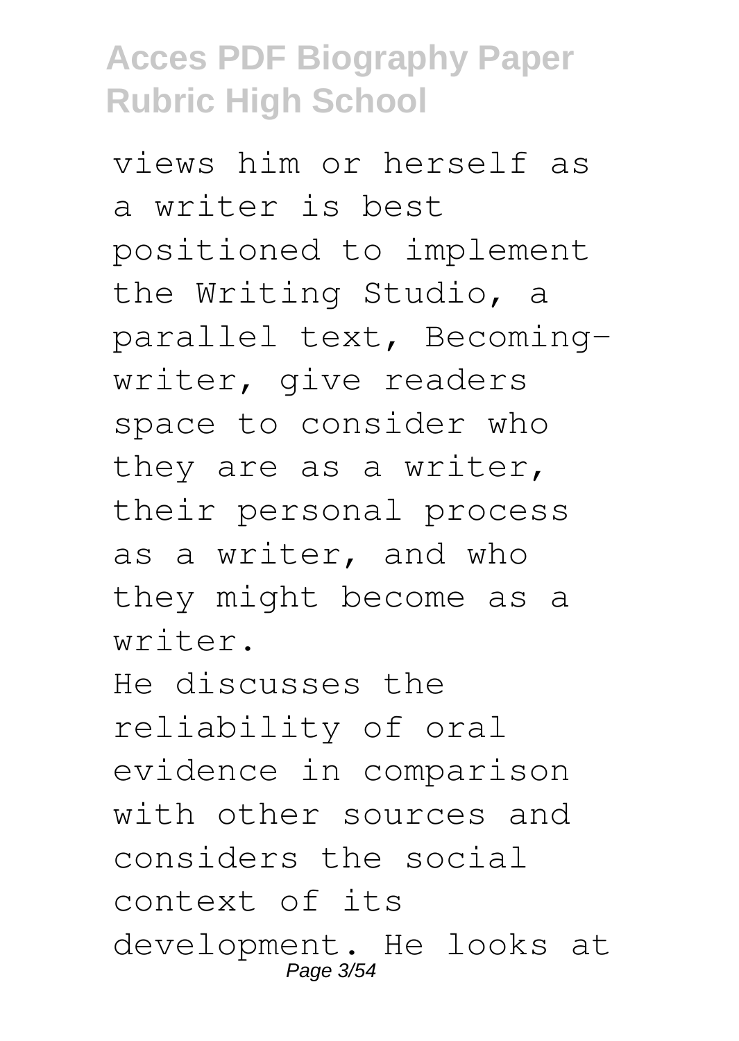views him or herself as a writer is best positioned to implement the Writing Studio, a parallel text, Becoming-writer, give readers space to consider who they are as a writer, their personal process as a writer, and who they might become as a writer.

He discusses the reliability of oral evidence in comparison with other sources and considers the social context of its development. He looks at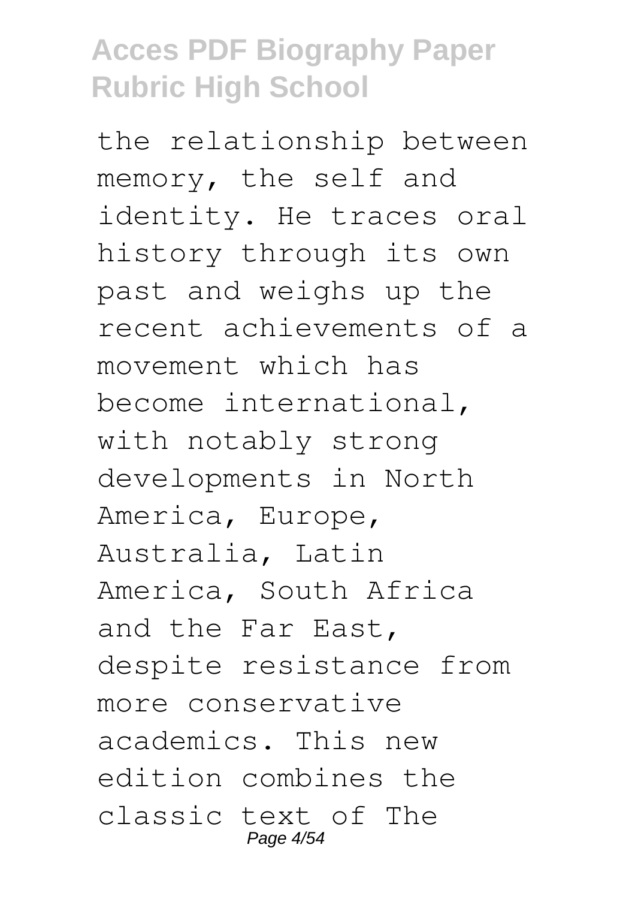the relationship between memory, the self and identity. He traces oral history through its own past and weighs up the recent achievements of a movement which has become international, with notably strong developments in North America, Europe, Australia, Latin America, South Africa and the Far East, despite resistance from more conservative academics. This new edition combines the classic text of The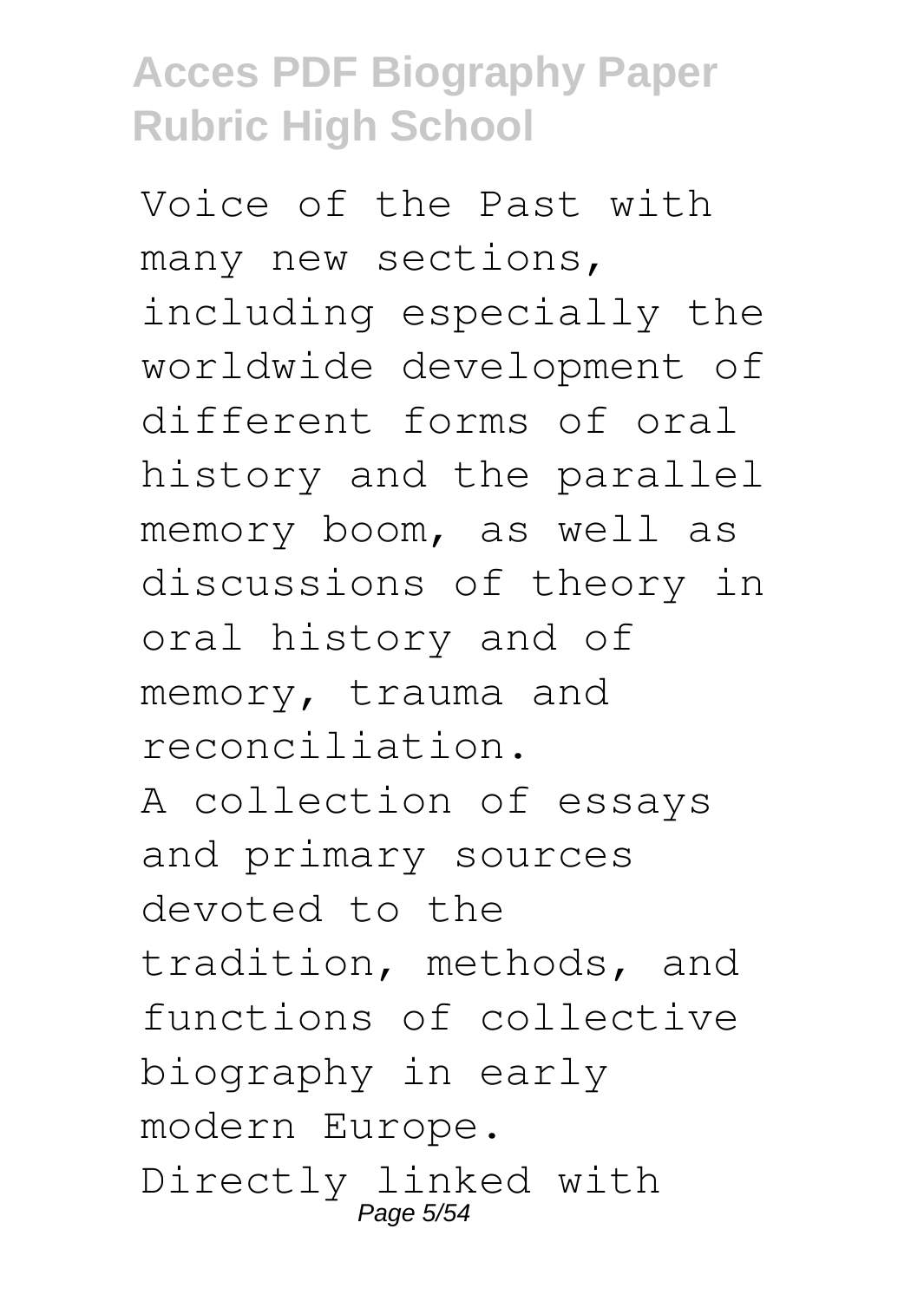Voice of the Past with many new sections, including especially the worldwide development of different forms of oral history and the parallel memory boom, as well as discussions of theory in oral history and of memory, trauma and reconciliation.

A collection of essays and primary sources devoted to the tradition, methods, and functions of collective biography in early modern Europe.

Directly linked with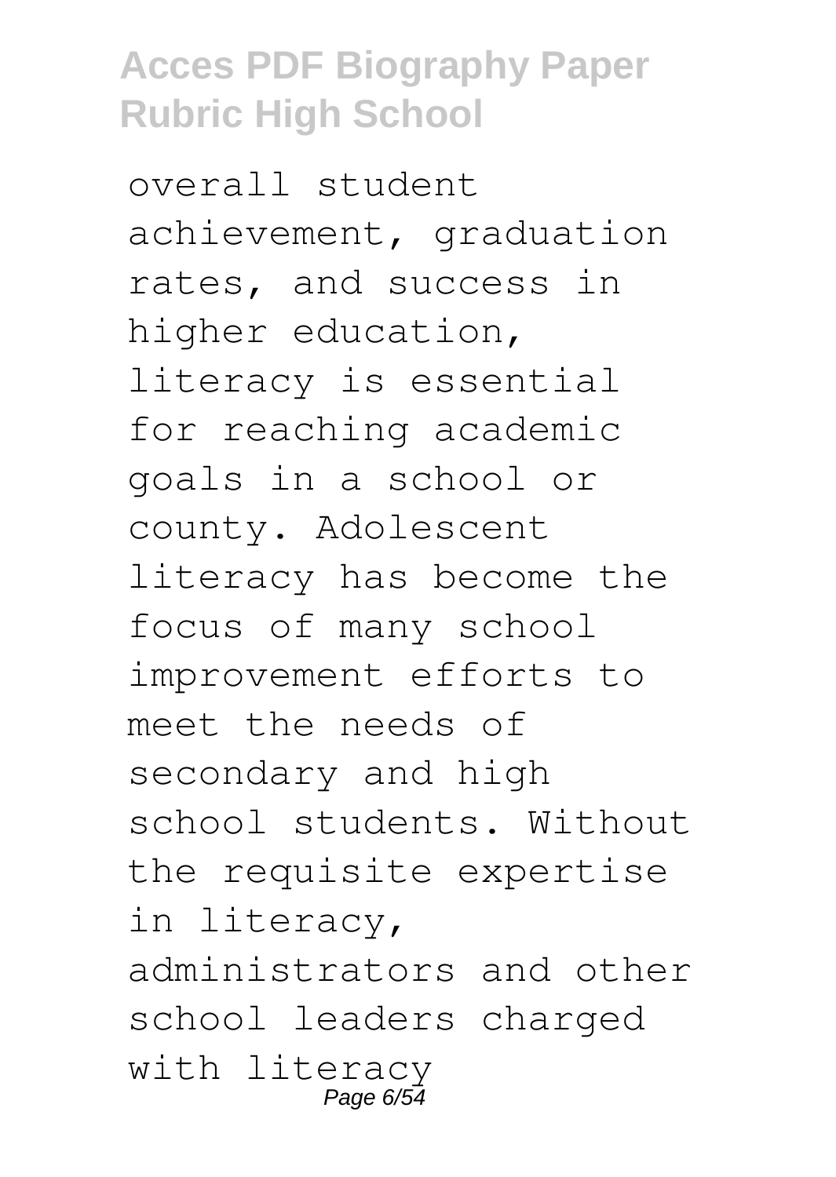overall student achievement, graduation rates, and success in higher education, literacy is essential for reaching academic goals in a school or county. Adolescent literacy has become the focus of many school improvement efforts to meet the needs of secondary and high school students. Without the requisite expertise in literacy, administrators and other school leaders charged with literacy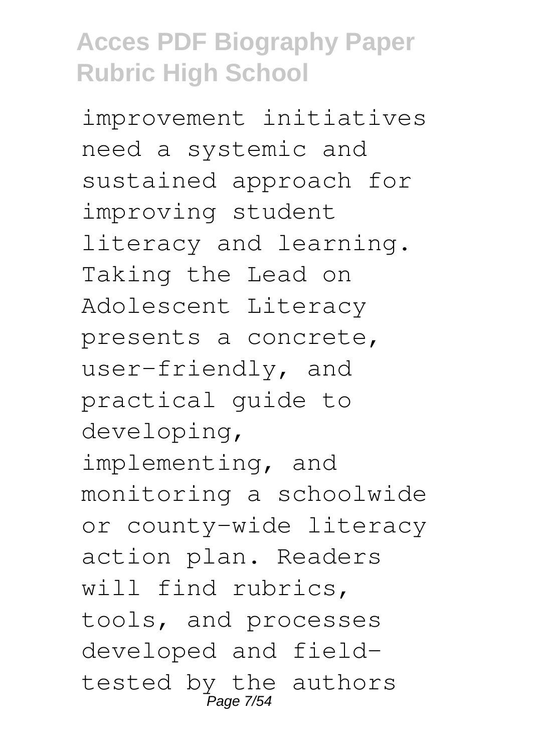improvement initiatives need a systemic and sustained approach for improving student literacy and learning. Taking the Lead on Adolescent Literacy presents a concrete, user-friendly, and practical guide to developing, implementing, and monitoring a schoolwide or county-wide literacy action plan. Readers will find rubrics, tools, and processes developed and field-tested by the authors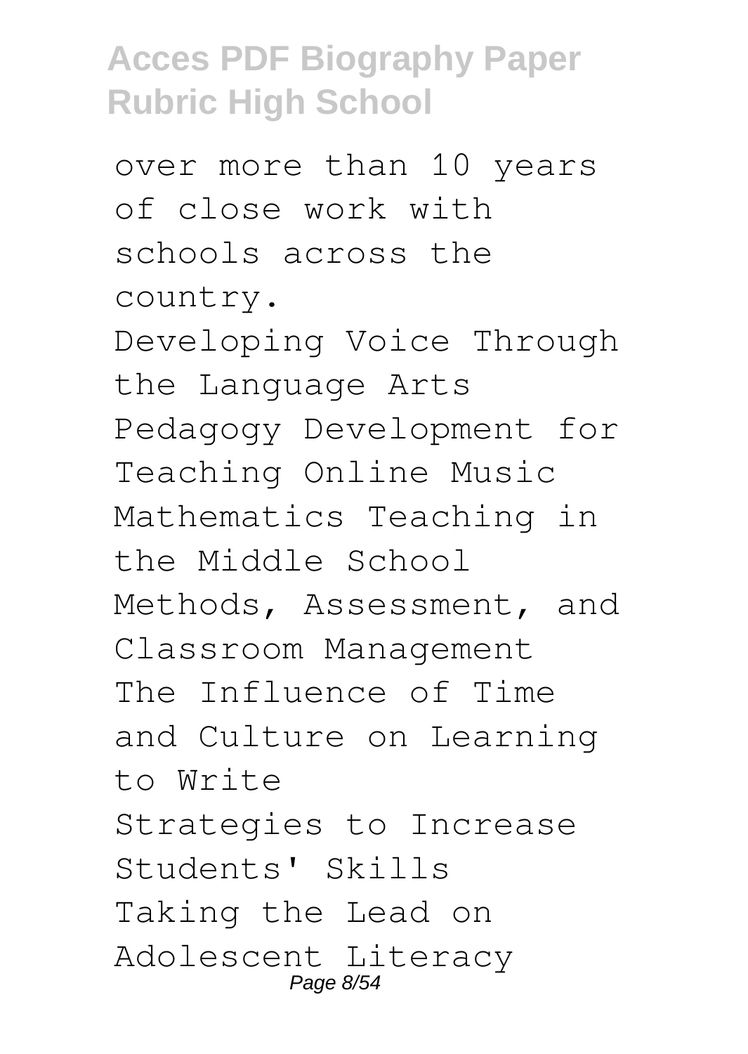over more than 10 years of close work with schools across the country.

Developing Voice Through the Language Arts
Pedagogy Development for Teaching Online Music
Mathematics Teaching in the Middle School
Methods, Assessment, and Classroom Management
The Influence of Time and Culture on Learning to Write
Strategies to Increase Students' Skills
Taking the Lead on Adolescent Literacy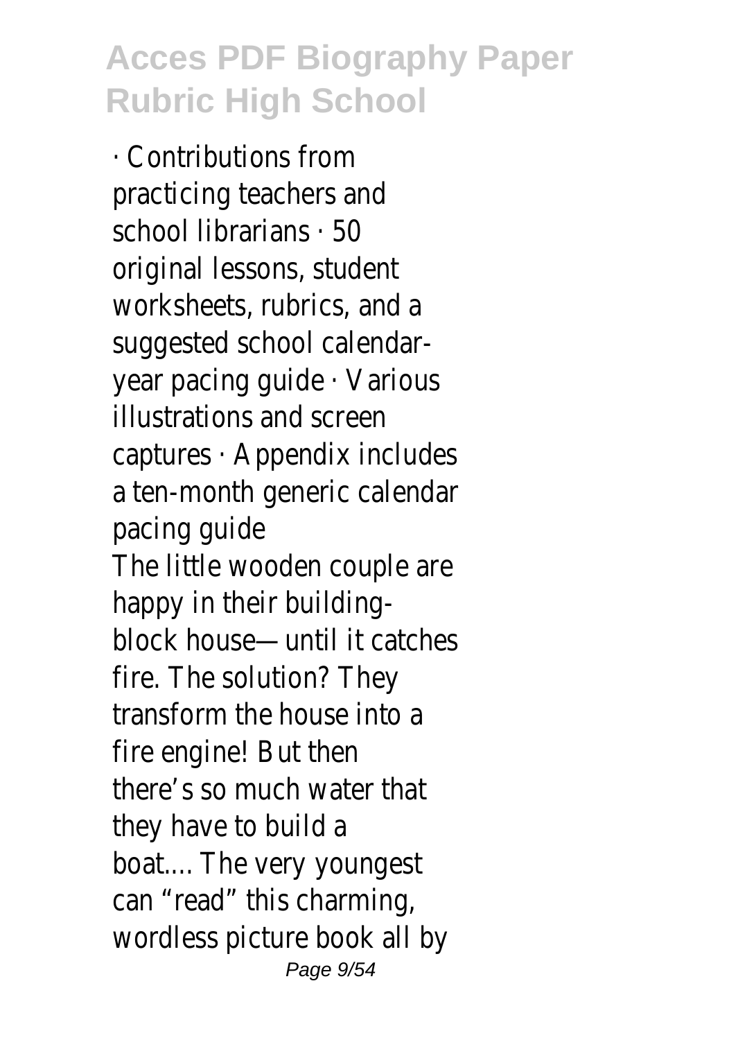· Contributions from practicing teachers and school librarians · 50 original lessons, student worksheets, rubrics, and a suggested school calendar-year pacing guide · Various illustrations and screen captures · Appendix includes a ten-month generic calendar pacing guide

The little wooden couple are happy in their building-block house—until it catches fire. The solution? They transform the house into a fire engine! But then there's so much water that they have to build a boat.... The very youngest can "read" this charming, wordless picture book all by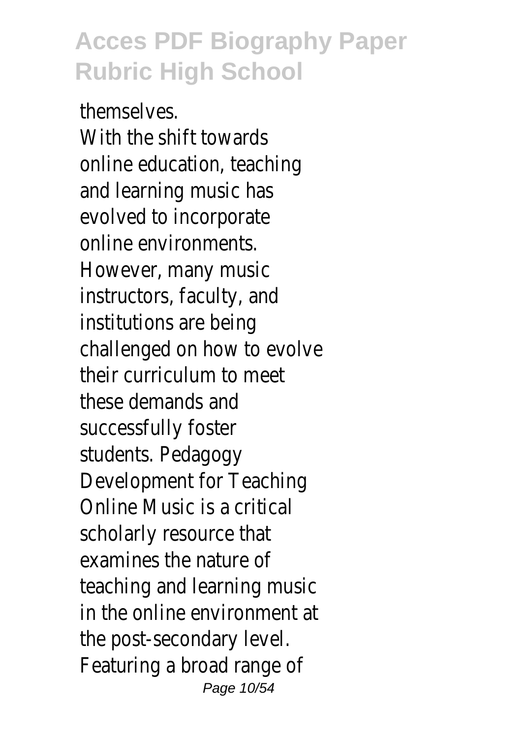themselves.

With the shift towards online education, teaching and learning music has evolved to incorporate online environments. However, many music instructors, faculty, and institutions are being challenged on how to evolve their curriculum to meet these demands and successfully foster students. Pedagogy Development for Teaching Online Music is a critical scholarly resource that examines the nature of teaching and learning music in the online environment at the post-secondary level. Featuring a broad range of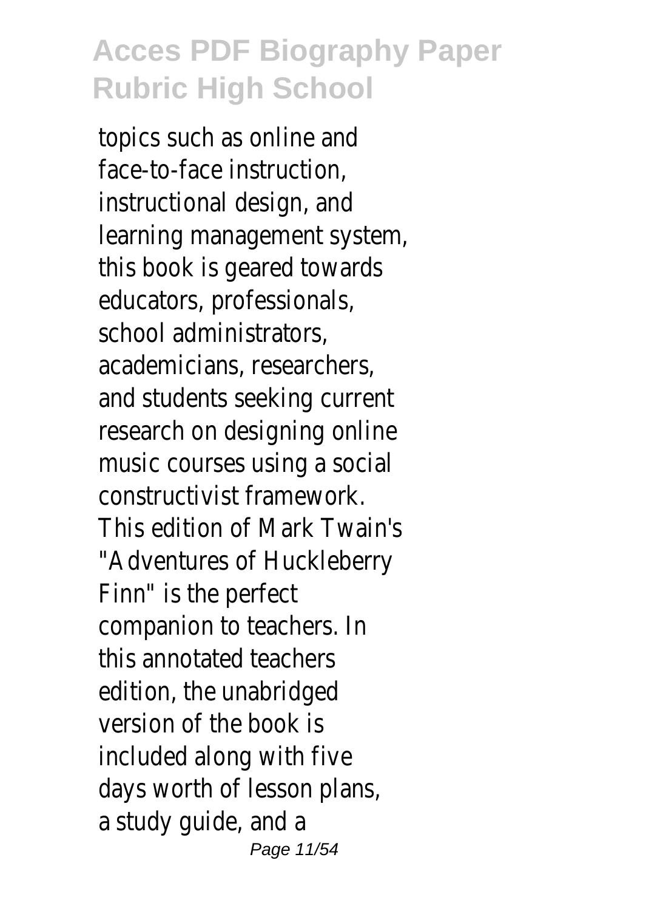topics such as online and face-to-face instruction, instructional design, and learning management system, this book is geared towards educators, professionals, school administrators, academicians, researchers, and students seeking current research on designing online music courses using a social constructivist framework.
This edition of Mark Twain's "Adventures of Huckleberry Finn" is the perfect companion to teachers. In this annotated teachers edition, the unabridged version of the book is included along with five days worth of lesson plans, a study guide, and a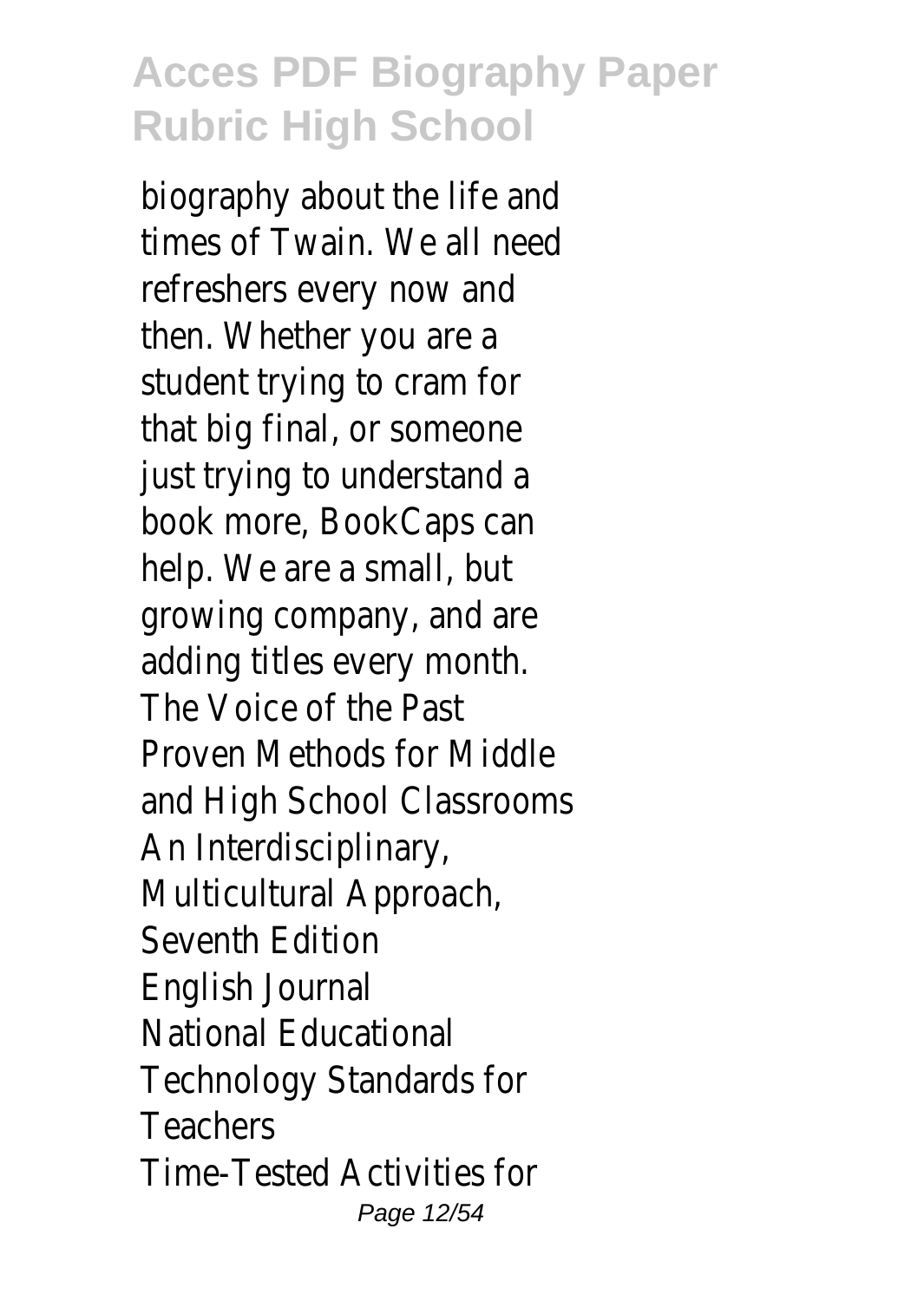biography about the life and times of Twain. We all need refreshers every now and then. Whether you are a student trying to cram for that big final, or someone just trying to understand a book more, BookCaps can help. We are a small, but growing company, and are adding titles every month.

The Voice of the Past
Proven Methods for Middle and High School Classrooms
An Interdisciplinary, Multicultural Approach, Seventh Edition
English Journal
National Educational Technology Standards for Teachers
Time-Tested Activities for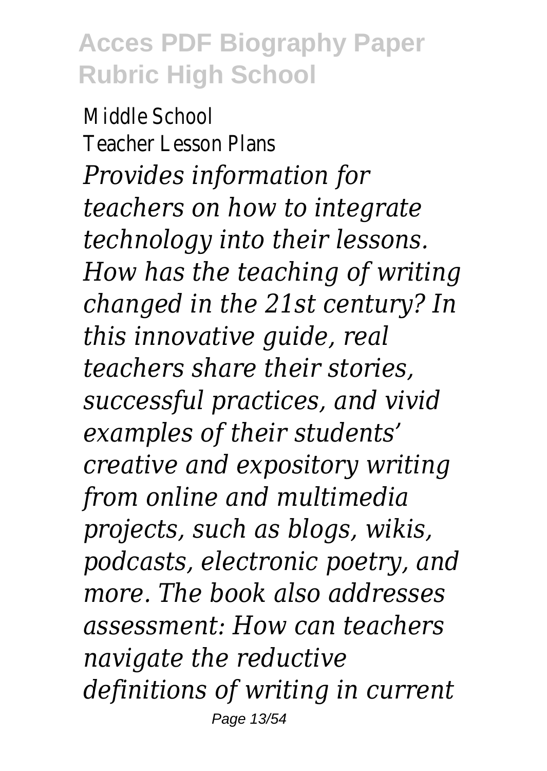Middle School
Teacher Lesson Plans

*Provides information for teachers on how to integrate technology into their lessons.*

*How has the teaching of writing changed in the 21st century? In this innovative guide, real teachers share their stories, successful practices, and vivid examples of their students' creative and expository writing from online and multimedia projects, such as blogs, wikis, podcasts, electronic poetry, and more. The book also addresses assessment: How can teachers navigate the reductive definitions of writing in current*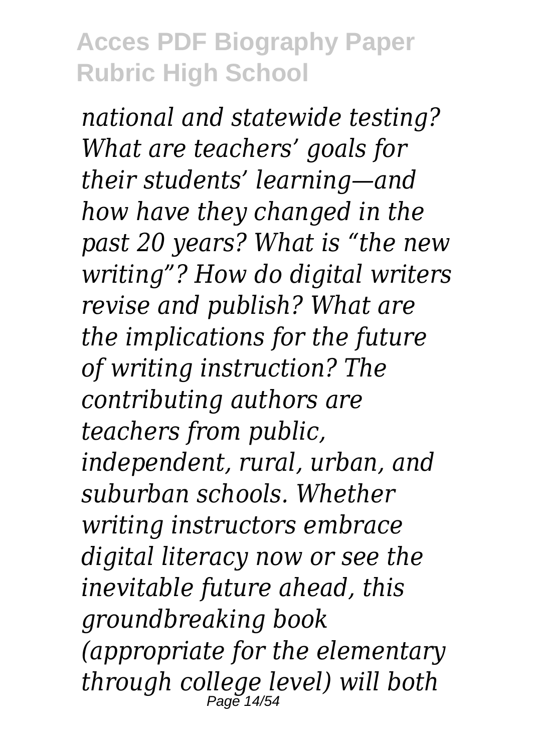*national and statewide testing? What are teachers' goals for their students' learning—and how have they changed in the past 20 years? What is "the new writing"? How do digital writers revise and publish? What are the implications for the future of writing instruction? The contributing authors are teachers from public, independent, rural, urban, and suburban schools. Whether writing instructors embrace digital literacy now or see the inevitable future ahead, this groundbreaking book (appropriate for the elementary through college level) will both*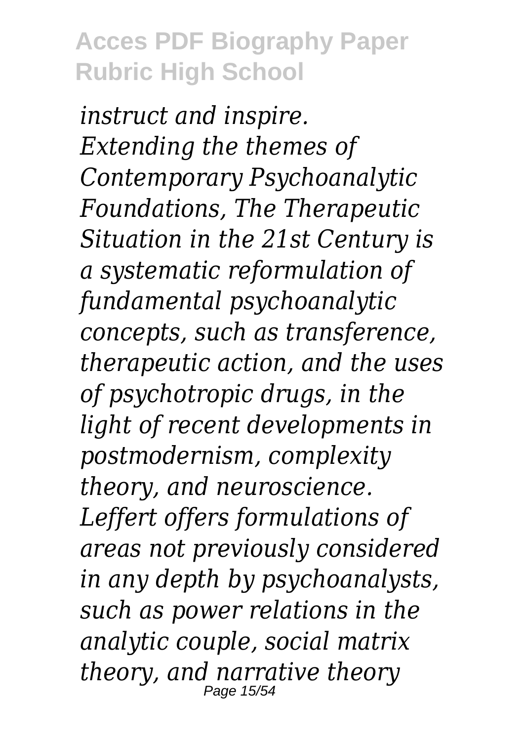*instruct and inspire.*

*Extending the themes of Contemporary Psychoanalytic Foundations, The Therapeutic Situation in the 21st Century is a systematic reformulation of fundamental psychoanalytic concepts, such as transference, therapeutic action, and the uses of psychotropic drugs, in the light of recent developments in postmodernism, complexity theory, and neuroscience. Leffert offers formulations of areas not previously considered in any depth by psychoanalysts, such as power relations in the analytic couple, social matrix theory, and narrative theory*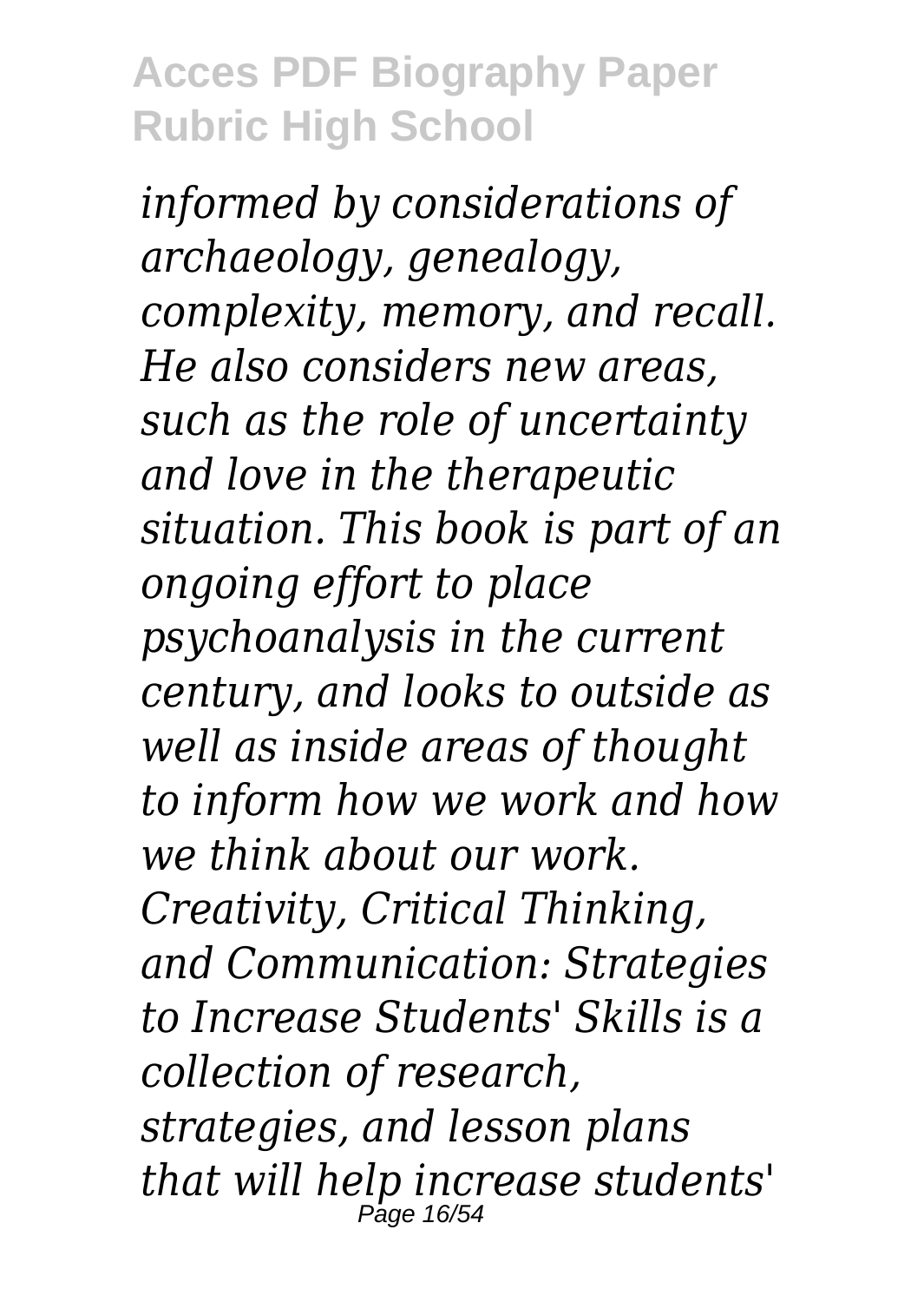*informed by considerations of archaeology, genealogy, complexity, memory, and recall. He also considers new areas, such as the role of uncertainty and love in the therapeutic situation. This book is part of an ongoing effort to place psychoanalysis in the current century, and looks to outside as well as inside areas of thought to inform how we work and how we think about our work. Creativity, Critical Thinking, and Communication: Strategies to Increase Students' Skills is a collection of research, strategies, and lesson plans that will help increase students'*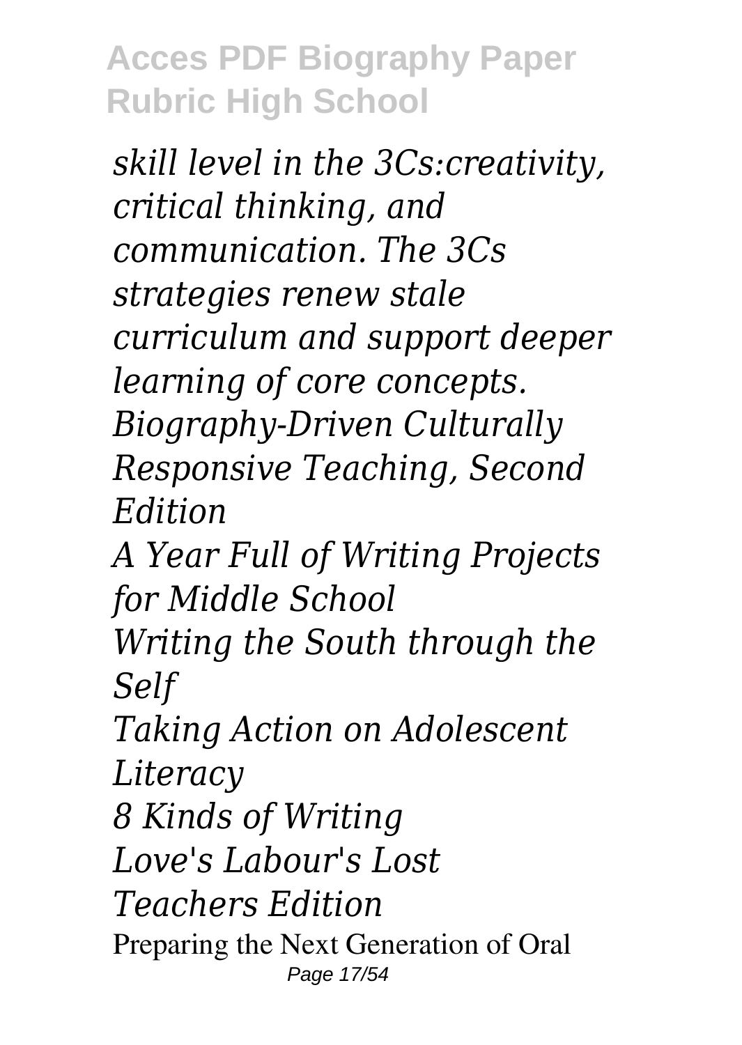*skill level in the 3Cs:creativity, critical thinking, and communication. The 3Cs strategies renew stale curriculum and support deeper learning of core concepts.*

*Biography-Driven Culturally Responsive Teaching, Second Edition*

*A Year Full of Writing Projects for Middle School*

*Writing the South through the Self*

*Taking Action on Adolescent Literacy*

*8 Kinds of Writing*

*Love's Labour's Lost*

*Teachers Edition*

Preparing the Next Generation of Oral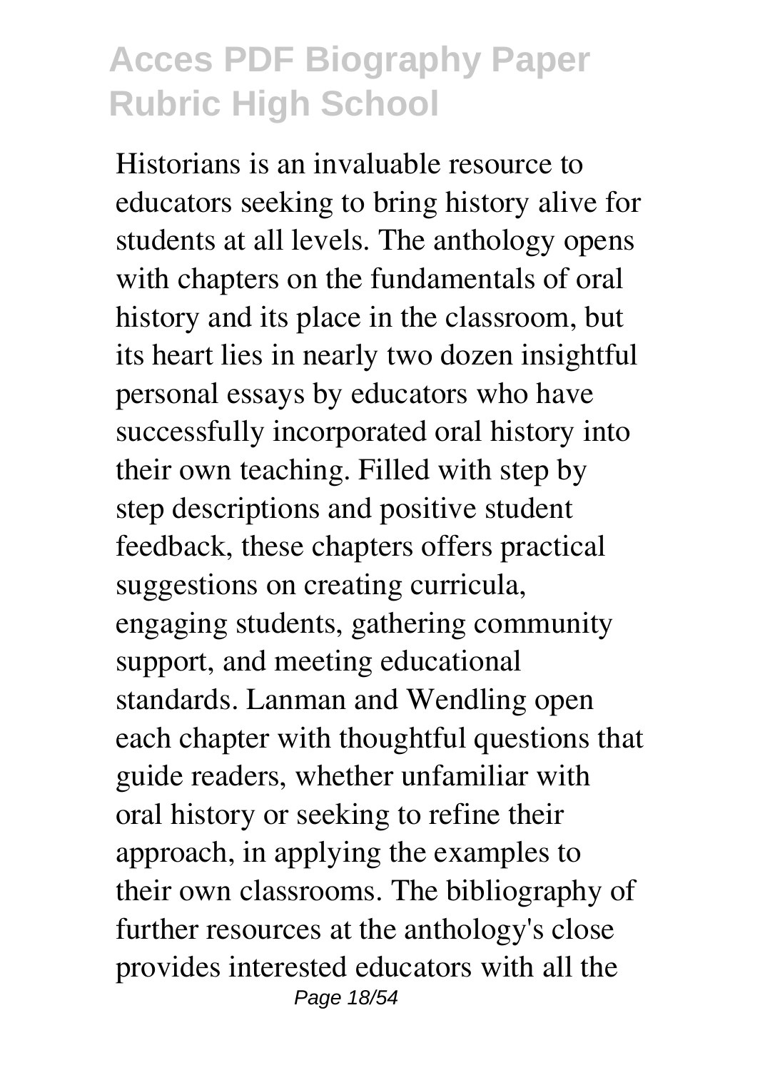Historians is an invaluable resource to educators seeking to bring history alive for students at all levels. The anthology opens with chapters on the fundamentals of oral history and its place in the classroom, but its heart lies in nearly two dozen insightful personal essays by educators who have successfully incorporated oral history into their own teaching. Filled with step by step descriptions and positive student feedback, these chapters offers practical suggestions on creating curricula, engaging students, gathering community support, and meeting educational standards. Lanman and Wendling open each chapter with thoughtful questions that guide readers, whether unfamiliar with oral history or seeking to refine their approach, in applying the examples to their own classrooms. The bibliography of further resources at the anthology's close provides interested educators with all the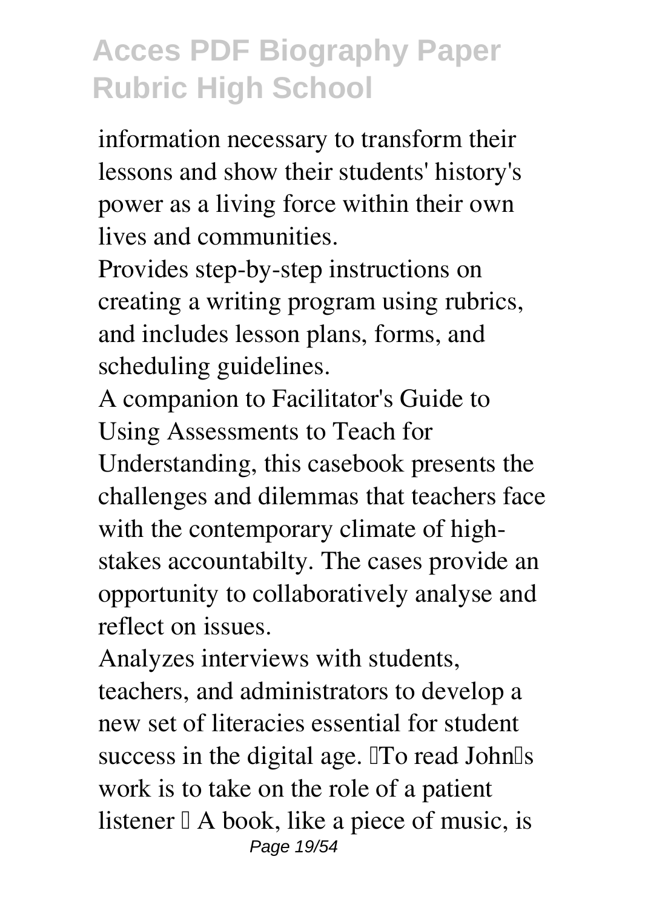information necessary to transform their lessons and show their students' history's power as a living force within their own lives and communities.

Provides step-by-step instructions on creating a writing program using rubrics, and includes lesson plans, forms, and scheduling guidelines.

A companion to Facilitator's Guide to Using Assessments to Teach for Understanding, this casebook presents the challenges and dilemmas that teachers face with the contemporary climate of high-stakes accountabilty. The cases provide an opportunity to collaboratively analyse and reflect on issues.

Analyzes interviews with students, teachers, and administrators to develop a new set of literacies essential for student success in the digital age. □To read John□s work is to take on the role of a patient listener □ A book, like a piece of music, is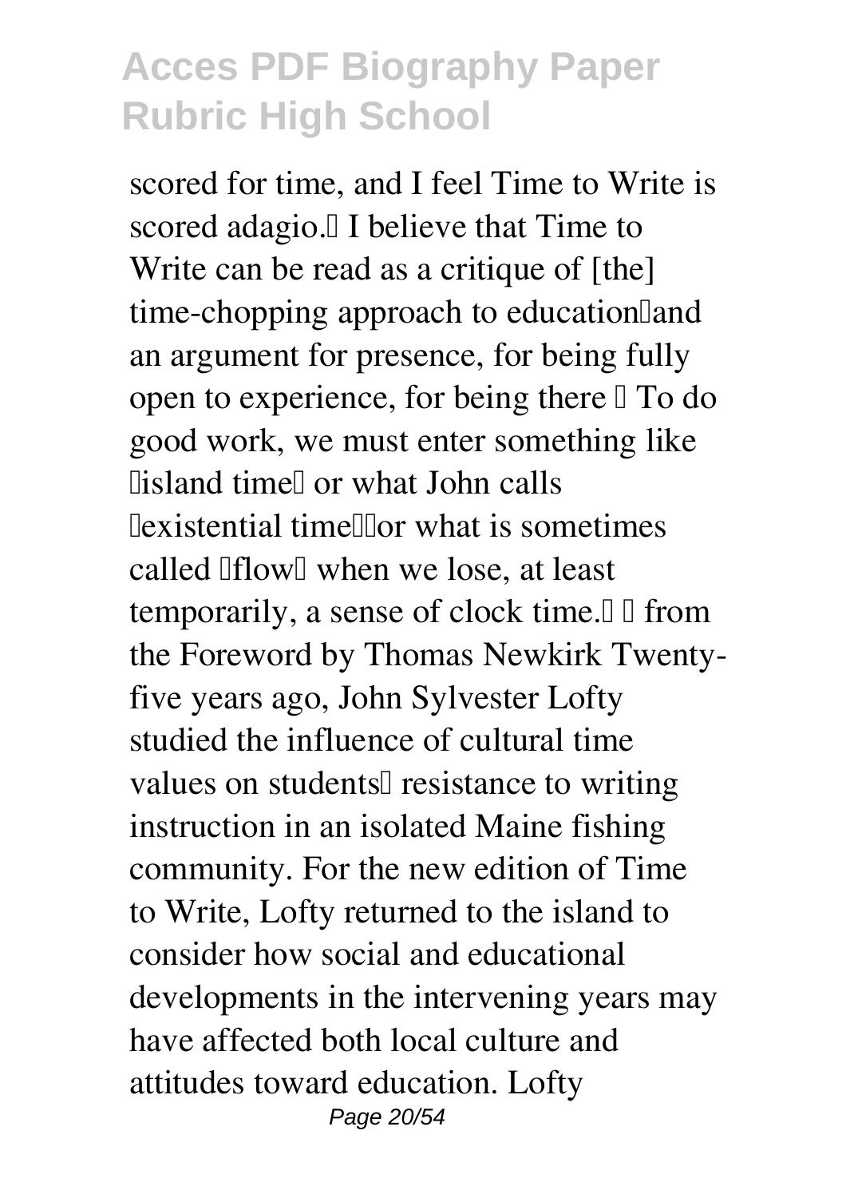scored for time, and I feel Time to Write is scored adagio.' I believe that Time to Write can be read as a critique of [the] time-chopping approach to education—and an argument for presence, for being fully open to experience, for being there … To do good work, we must enter something like 'island time' or what John calls 'existential time'—or what is sometimes called 'flow' when we lose, at least temporarily, a sense of clock time." — from the Foreword by Thomas Newkirk Twenty-five years ago, John Sylvester Lofty studied the influence of cultural time values on students' resistance to writing instruction in an isolated Maine fishing community. For the new edition of Time to Write, Lofty returned to the island to consider how social and educational developments in the intervening years may have affected both local culture and attitudes toward education. Lofty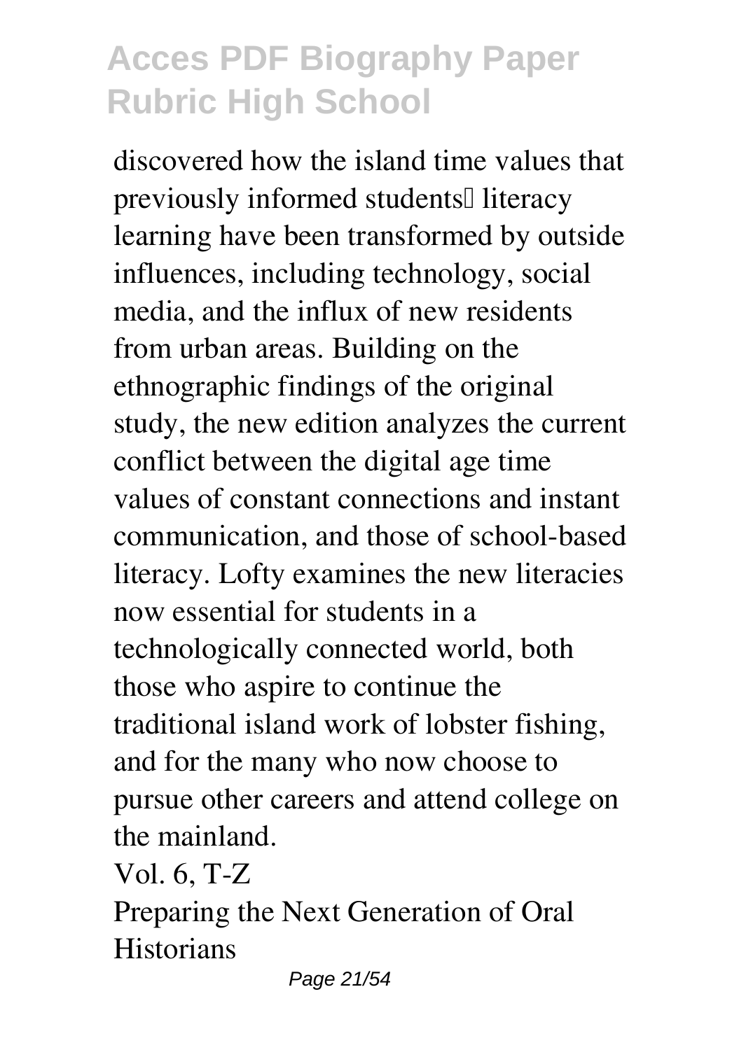discovered how the island time values that previously informed students' literacy learning have been transformed by outside influences, including technology, social media, and the influx of new residents from urban areas. Building on the ethnographic findings of the original study, the new edition analyzes the current conflict between the digital age time values of constant connections and instant communication, and those of school-based literacy. Lofty examines the new literacies now essential for students in a technologically connected world, both those who aspire to continue the traditional island work of lobster fishing, and for the many who now choose to pursue other careers and attend college on the mainland.

Vol. 6, T-Z

Preparing the Next Generation of Oral Historians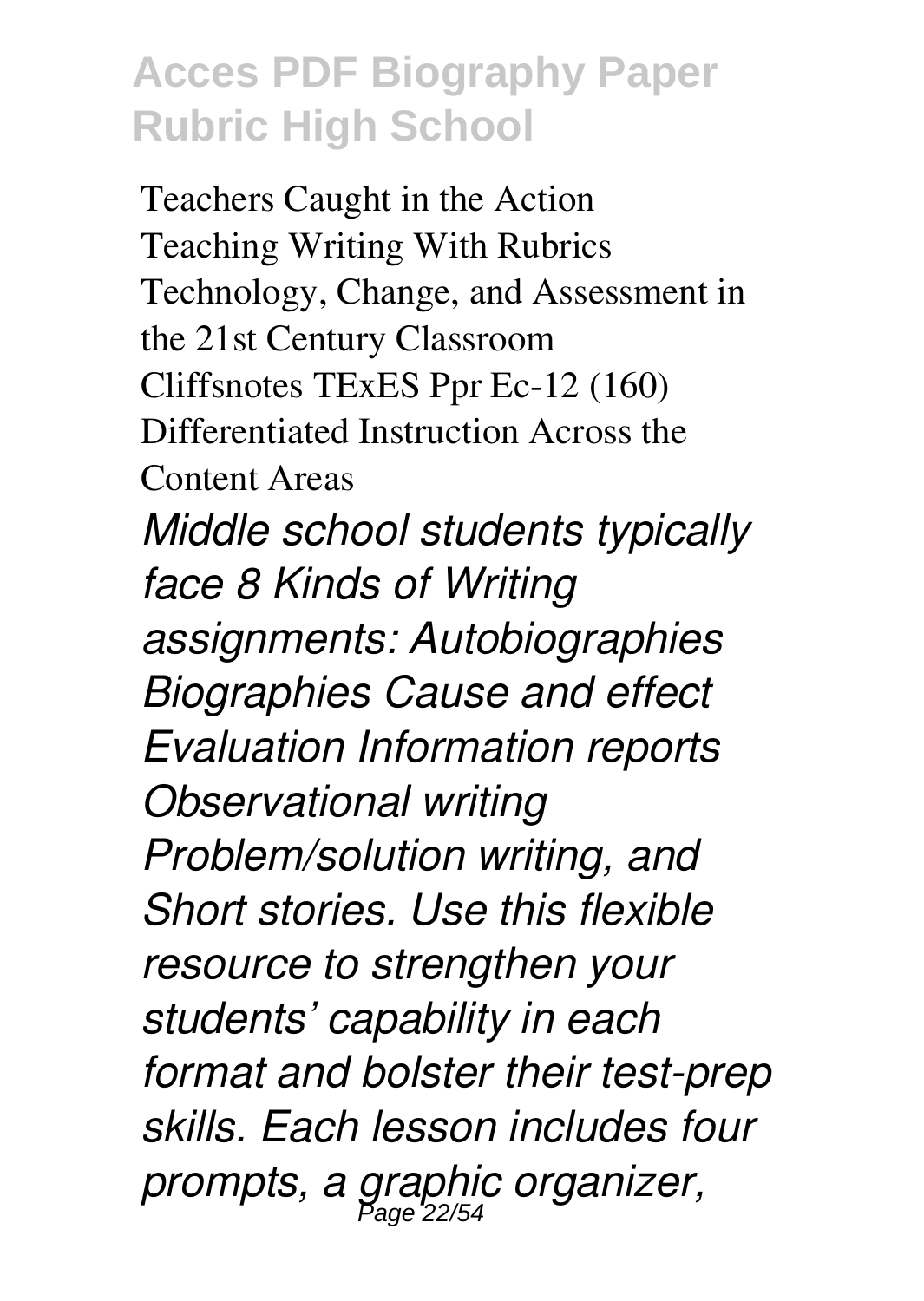Teachers Caught in the Action
Teaching Writing With Rubrics
Technology, Change, and Assessment in the 21st Century Classroom
Cliffsnotes TExES Ppr Ec-12 (160)
Differentiated Instruction Across the Content Areas

*Middle school students typically face 8 Kinds of Writing assignments: Autobiographies Biographies Cause and effect Evaluation Information reports Observational writing Problem/solution writing, and Short stories. Use this flexible resource to strengthen your students' capability in each format and bolster their test-prep skills. Each lesson includes four prompts, a graphic organizer,*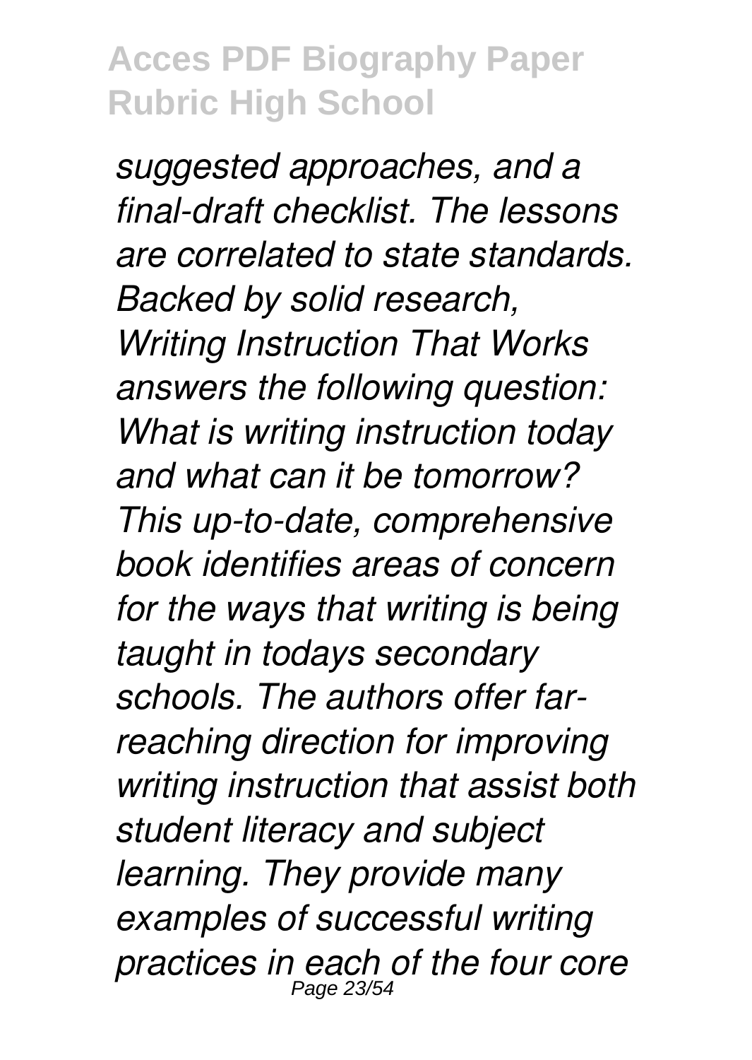*suggested approaches, and a final-draft checklist. The lessons are correlated to state standards. Backed by solid research, Writing Instruction That Works answers the following question: What is writing instruction today and what can it be tomorrow? This up-to-date, comprehensive book identifies areas of concern for the ways that writing is being taught in todays secondary schools. The authors offer far-reaching direction for improving writing instruction that assist both student literacy and subject learning. They provide many examples of successful writing practices in each of the four core*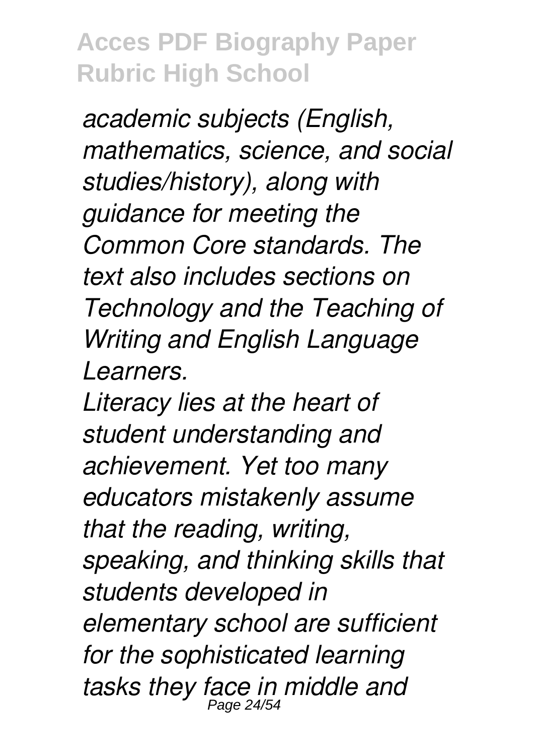*academic subjects (English, mathematics, science, and social studies/history), along with guidance for meeting the Common Core standards. The text also includes sections on Technology and the Teaching of Writing and English Language Learners.*

*Literacy lies at the heart of student understanding and achievement. Yet too many educators mistakenly assume that the reading, writing, speaking, and thinking skills that students developed in elementary school are sufficient for the sophisticated learning tasks they face in middle and*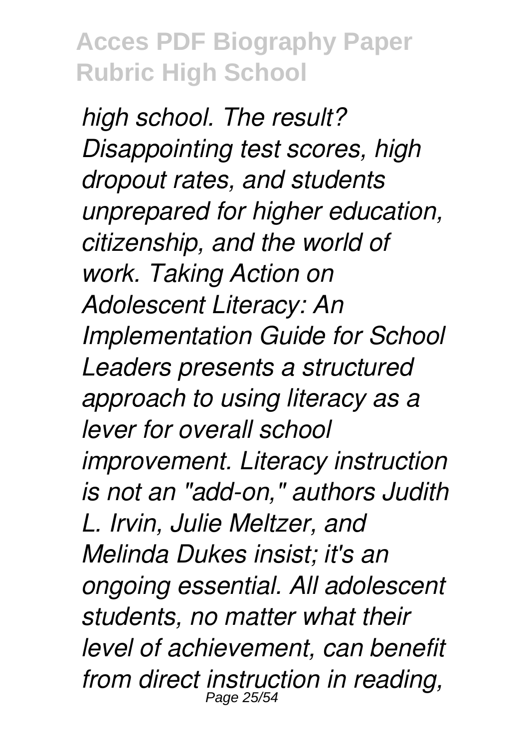*high school. The result? Disappointing test scores, high dropout rates, and students unprepared for higher education, citizenship, and the world of work. Taking Action on Adolescent Literacy: An Implementation Guide for School Leaders presents a structured approach to using literacy as a lever for overall school improvement. Literacy instruction is not an "add-on," authors Judith L. Irvin, Julie Meltzer, and Melinda Dukes insist; it's an ongoing essential. All adolescent students, no matter what their level of achievement, can benefit from direct instruction in reading,*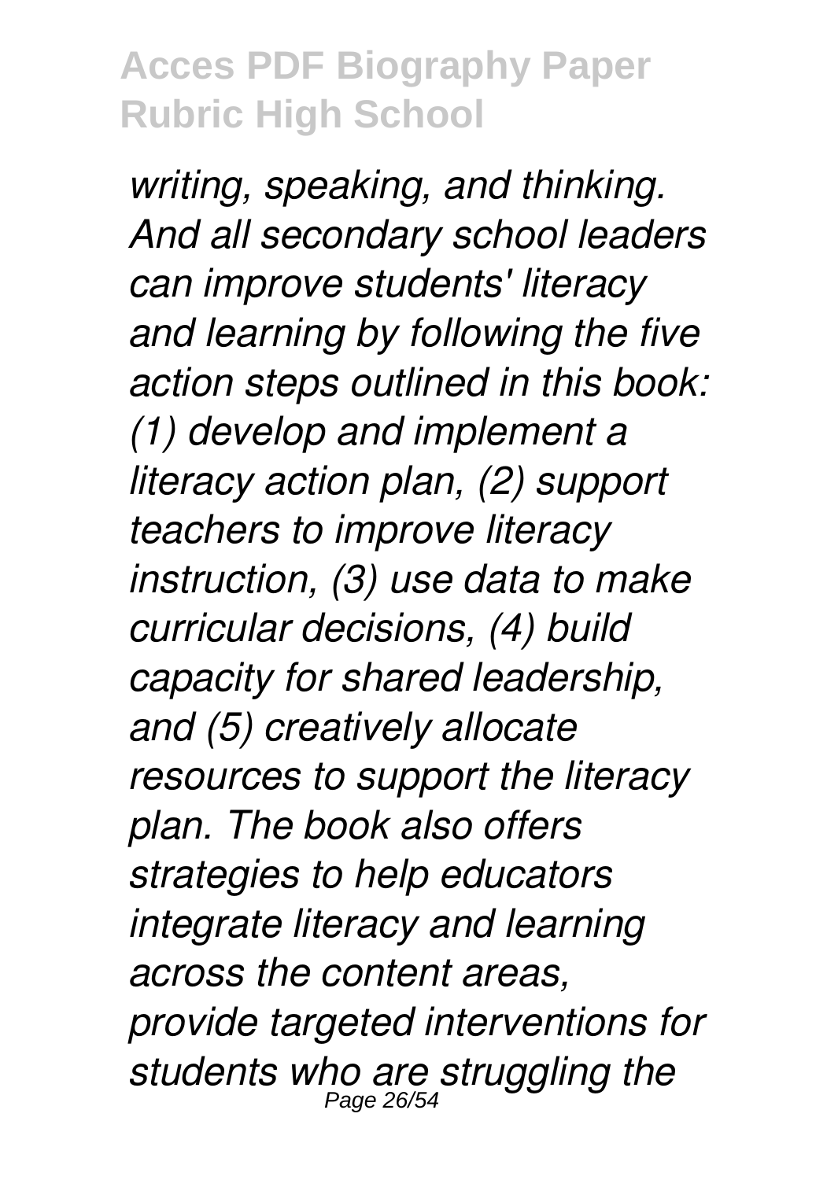*writing, speaking, and thinking. And all secondary school leaders can improve students' literacy and learning by following the five action steps outlined in this book: (1) develop and implement a literacy action plan, (2) support teachers to improve literacy instruction, (3) use data to make curricular decisions, (4) build capacity for shared leadership, and (5) creatively allocate resources to support the literacy plan. The book also offers strategies to help educators integrate literacy and learning across the content areas, provide targeted interventions for students who are struggling the*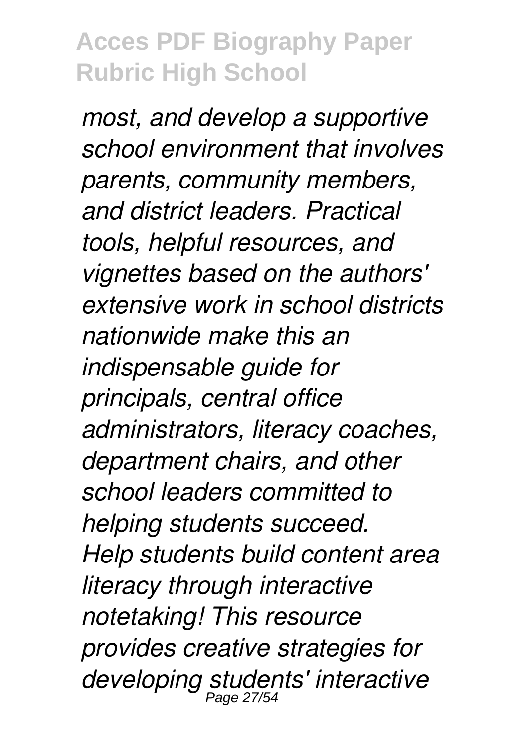*most, and develop a supportive school environment that involves parents, community members, and district leaders. Practical tools, helpful resources, and vignettes based on the authors' extensive work in school districts nationwide make this an indispensable guide for principals, central office administrators, literacy coaches, department chairs, and other school leaders committed to helping students succeed.*

*Help students build content area literacy through interactive notetaking! This resource provides creative strategies for developing students' interactive*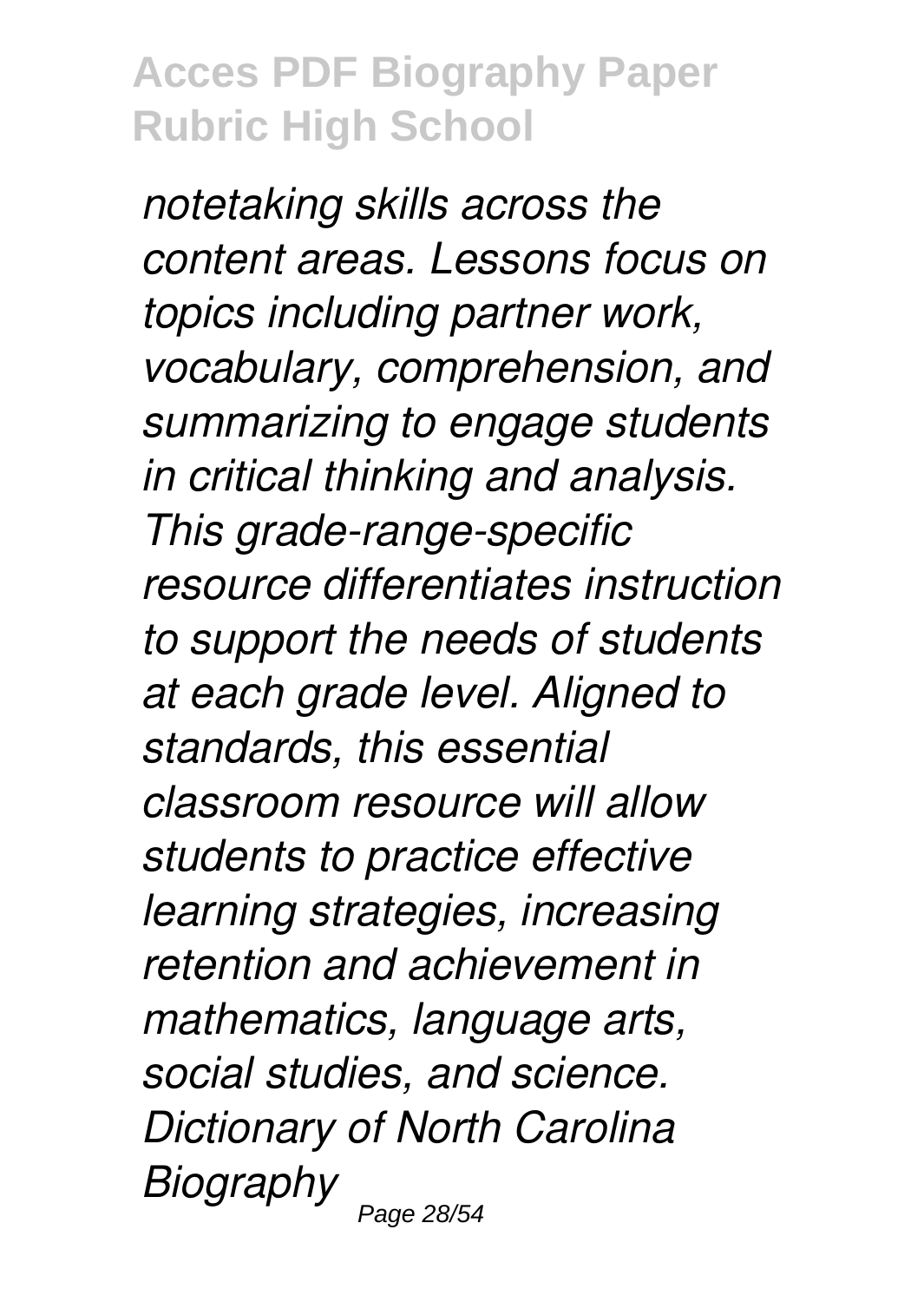*notetaking skills across the content areas. Lessons focus on topics including partner work, vocabulary, comprehension, and summarizing to engage students in critical thinking and analysis. This grade-range-specific resource differentiates instruction to support the needs of students at each grade level. Aligned to standards, this essential classroom resource will allow students to practice effective learning strategies, increasing retention and achievement in mathematics, language arts, social studies, and science. Dictionary of North Carolina Biography*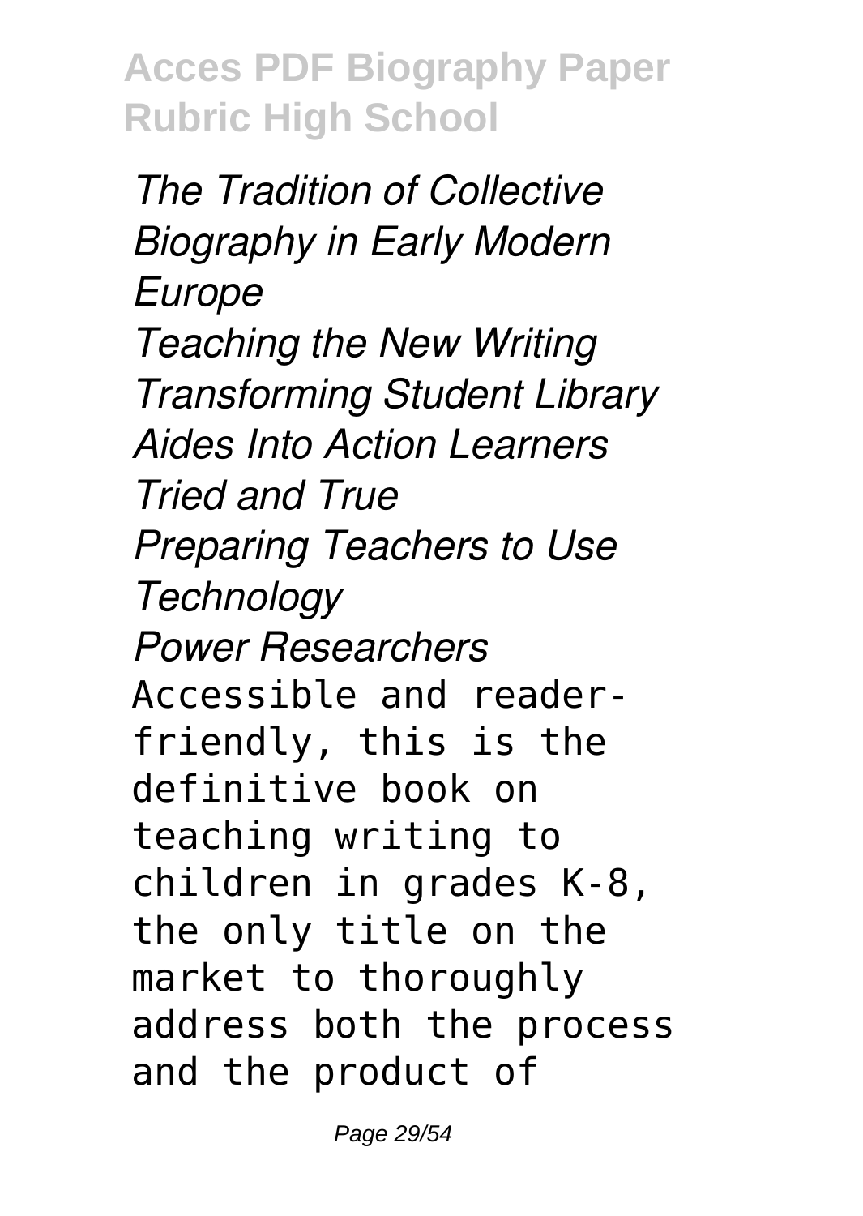*The Tradition of Collective Biography in Early Modern Europe*
*Teaching the New Writing*
*Transforming Student Library Aides Into Action Learners*
*Tried and True*
*Preparing Teachers to Use Technology*
*Power Researchers*

Accessible and reader-friendly, this is the definitive book on teaching writing to children in grades K-8, the only title on the market to thoroughly address both the process and the product of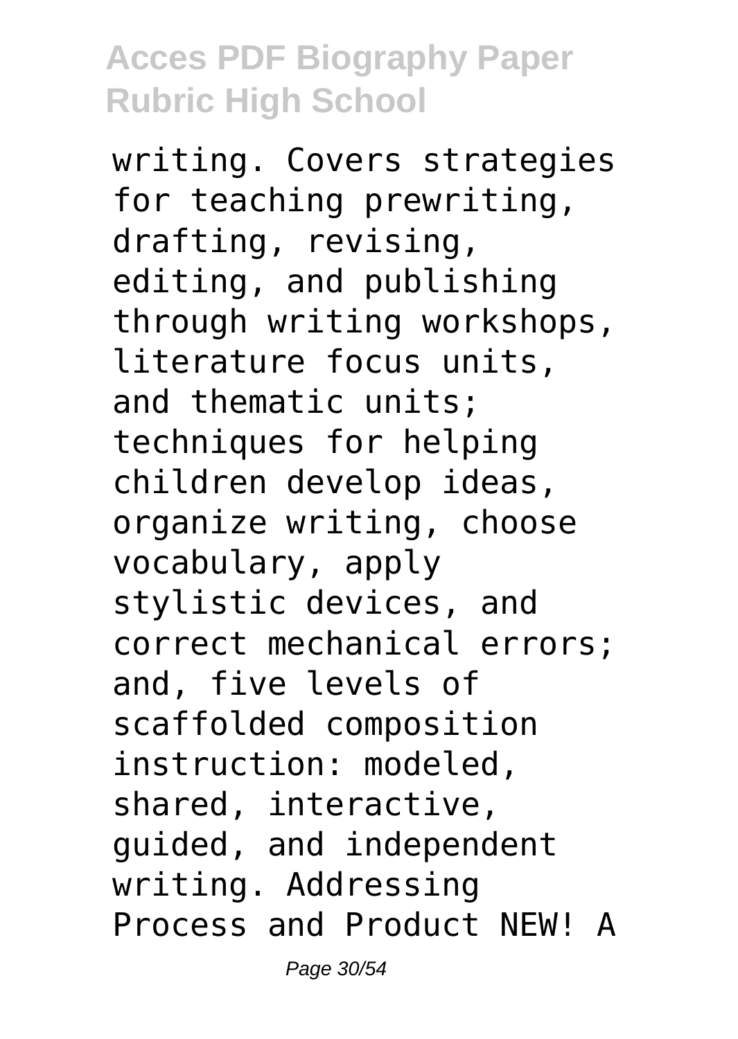writing. Covers strategies for teaching prewriting, drafting, revising, editing, and publishing through writing workshops, literature focus units, and thematic units; techniques for helping children develop ideas, organize writing, choose vocabulary, apply stylistic devices, and correct mechanical errors; and, five levels of scaffolded composition instruction: modeled, shared, interactive, guided, and independent writing. Addressing Process and Product NEW! A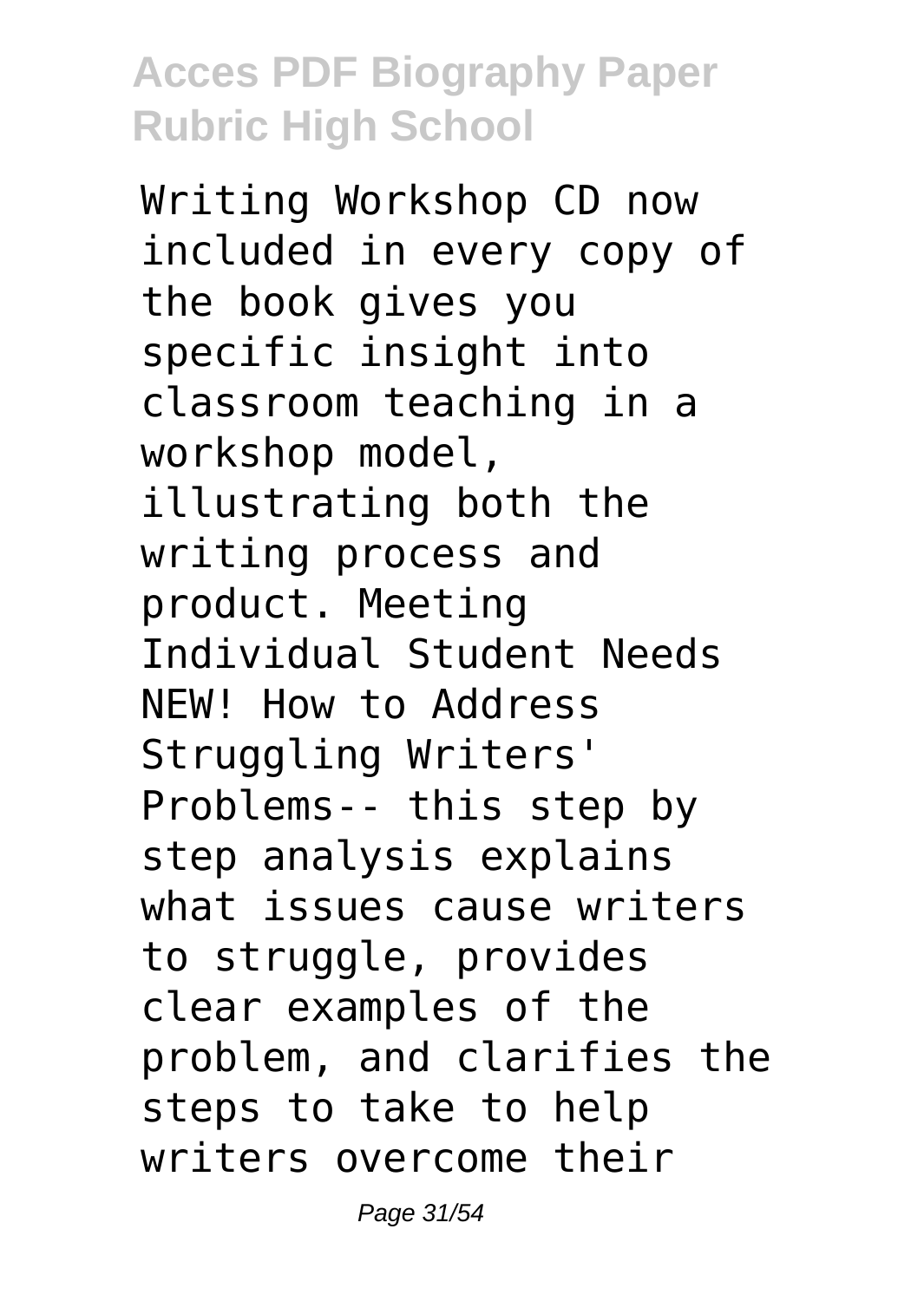Writing Workshop CD now included in every copy of the book gives you specific insight into classroom teaching in a workshop model, illustrating both the writing process and product. Meeting Individual Student Needs NEW! How to Address Struggling Writers' Problems-- this step by step analysis explains what issues cause writers to struggle, provides clear examples of the problem, and clarifies the steps to take to help writers overcome their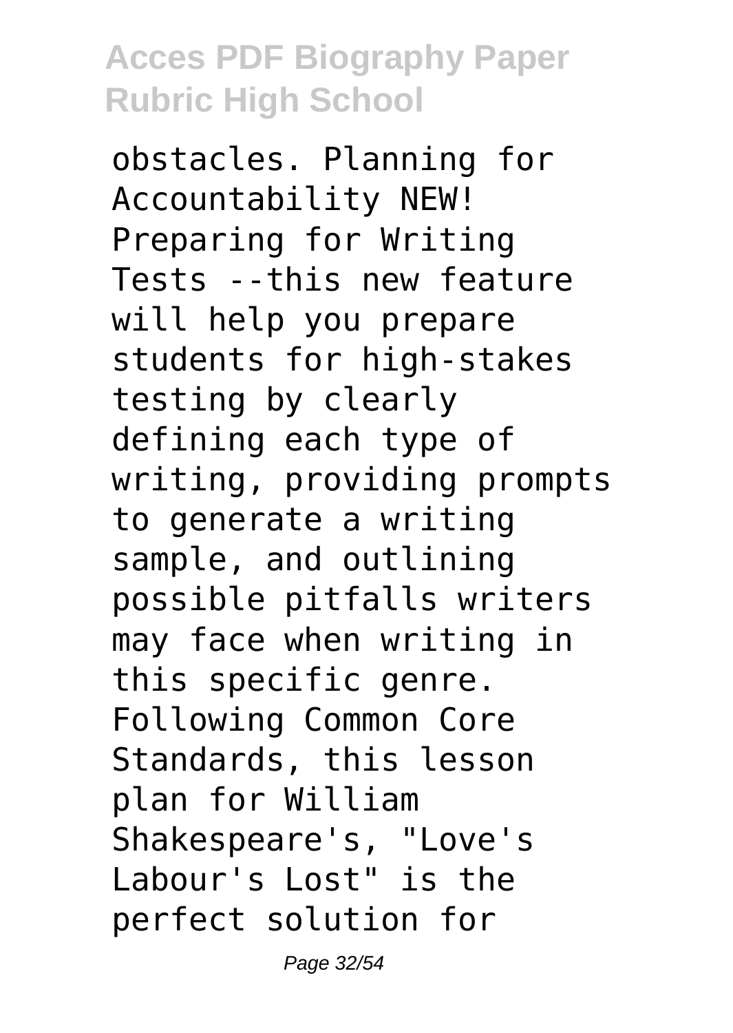obstacles. Planning for Accountability NEW! Preparing for Writing Tests --this new feature will help you prepare students for high-stakes testing by clearly defining each type of writing, providing prompts to generate a writing sample, and outlining possible pitfalls writers may face when writing in this specific genre. Following Common Core Standards, this lesson plan for William Shakespeare's, "Love's Labour's Lost" is the perfect solution for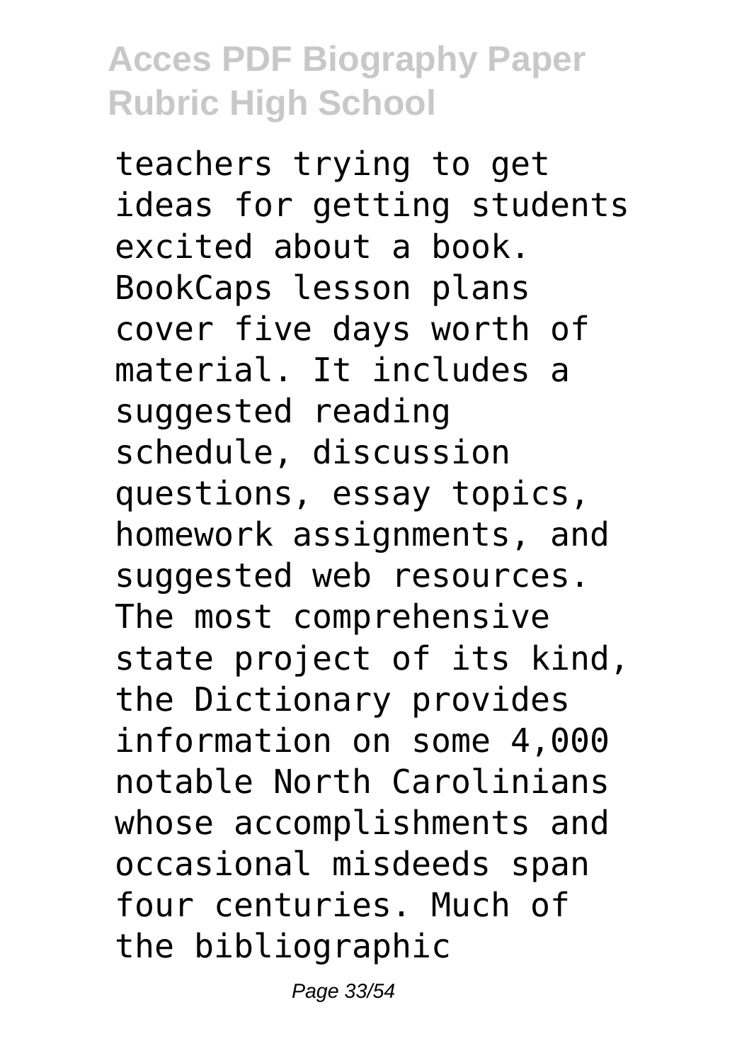teachers trying to get ideas for getting students excited about a book. BookCaps lesson plans cover five days worth of material. It includes a suggested reading schedule, discussion questions, essay topics, homework assignments, and suggested web resources.

The most comprehensive state project of its kind, the Dictionary provides information on some 4,000 notable North Carolinians whose accomplishments and occasional misdeeds span four centuries. Much of the bibliographic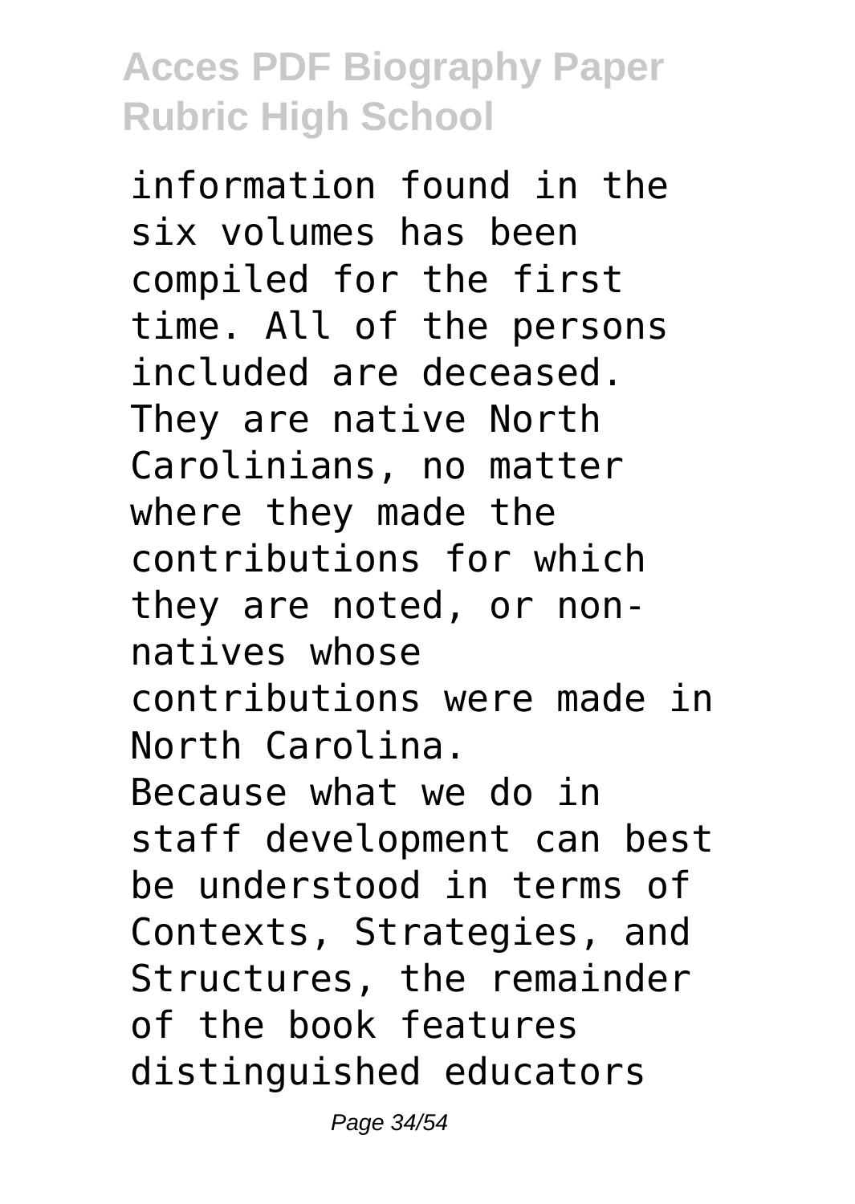information found in the six volumes has been compiled for the first time. All of the persons included are deceased. They are native North Carolinians, no matter where they made the contributions for which they are noted, or non-natives whose contributions were made in North Carolina.

Because what we do in staff development can best be understood in terms of Contexts, Strategies, and Structures, the remainder of the book features distinguished educators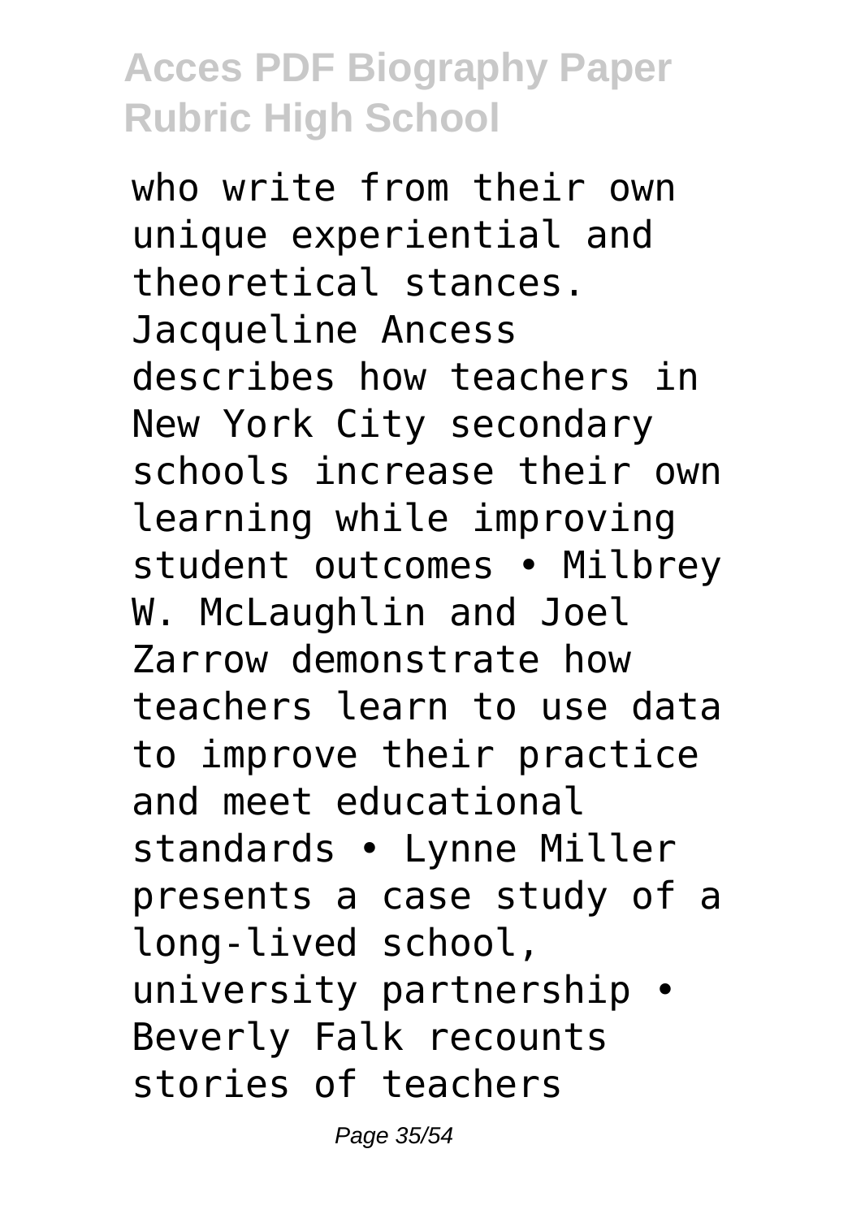who write from their own unique experiential and theoretical stances. Jacqueline Ancess describes how teachers in New York City secondary schools increase their own learning while improving student outcomes • Milbrey W. McLaughlin and Joel Zarrow demonstrate how teachers learn to use data to improve their practice and meet educational standards • Lynne Miller presents a case study of a long-lived school, university partnership • Beverly Falk recounts stories of teachers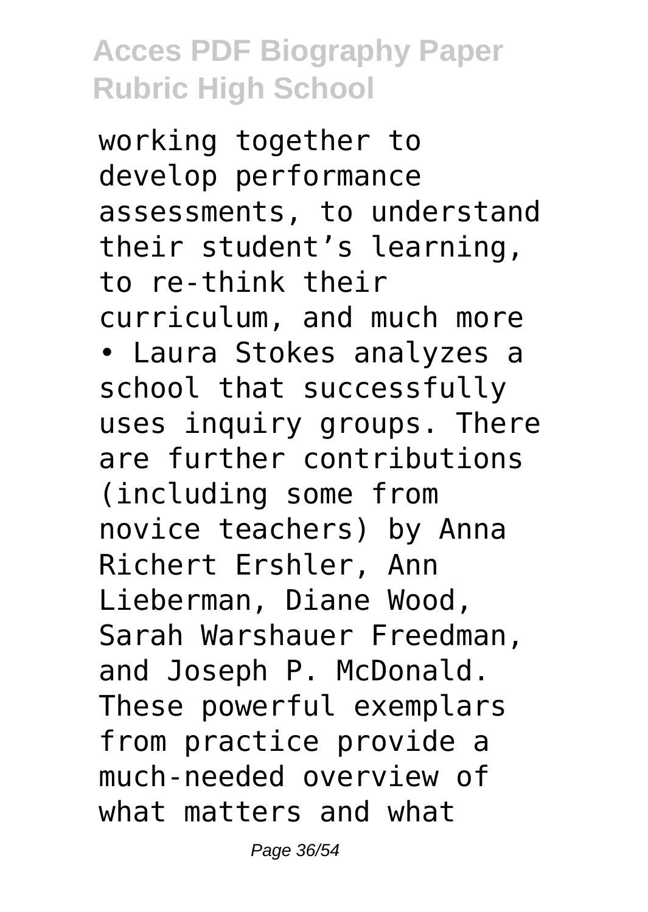working together to develop performance assessments, to understand their student's learning, to re-think their curriculum, and much more

- Laura Stokes analyzes a school that successfully uses inquiry groups. There are further contributions (including some from novice teachers) by Anna Richert Ershler, Ann Lieberman, Diane Wood, Sarah Warshauer Freedman, and Joseph P. McDonald. These powerful exemplars from practice provide a much-needed overview of what matters and what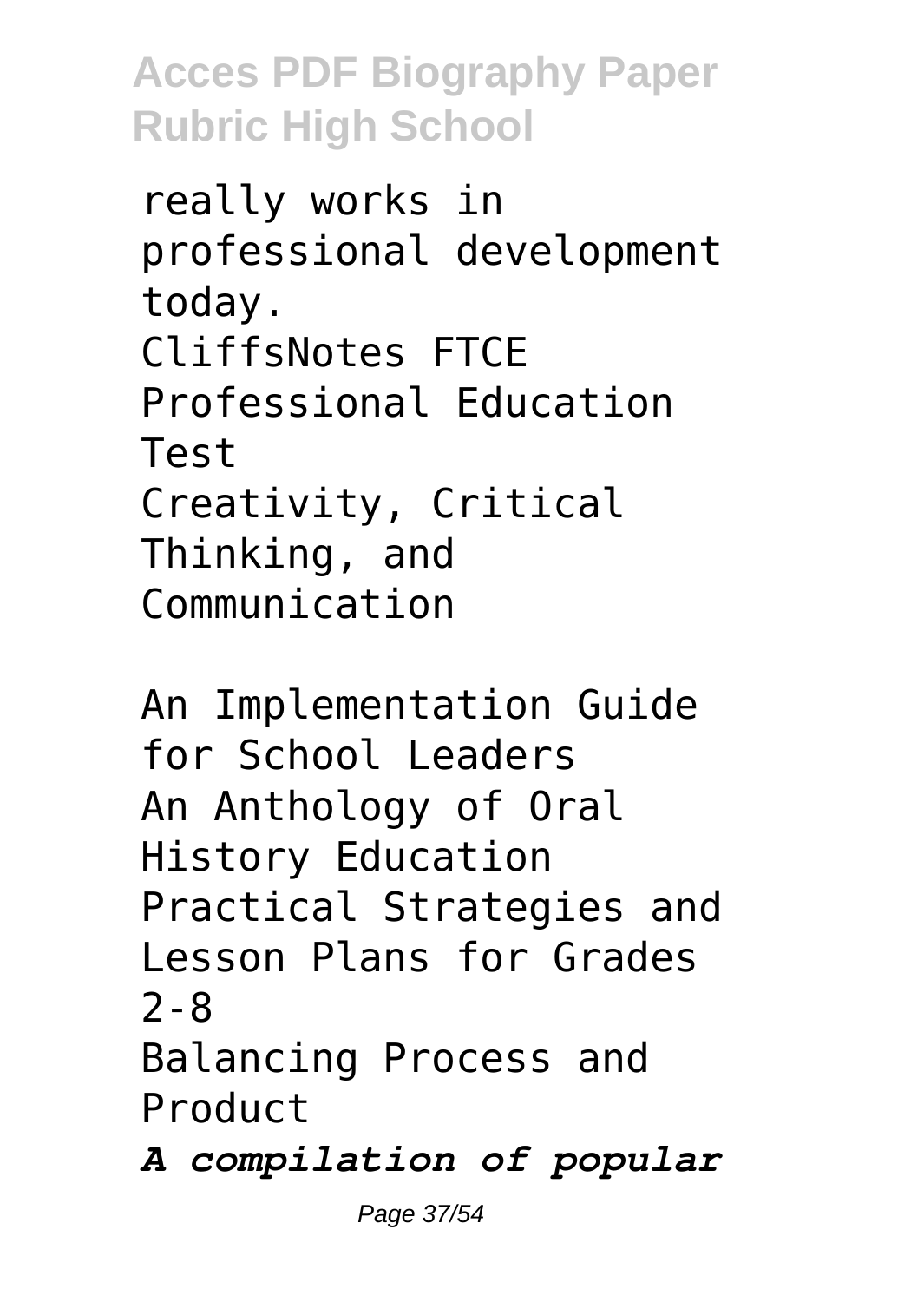really works in professional development today.
CliffsNotes FTCE Professional Education Test
Creativity, Critical Thinking, and Communication

An Implementation Guide for School Leaders
An Anthology of Oral History Education
Practical Strategies and Lesson Plans for Grades 2-8
Balancing Process and Product
*A compilation of popular*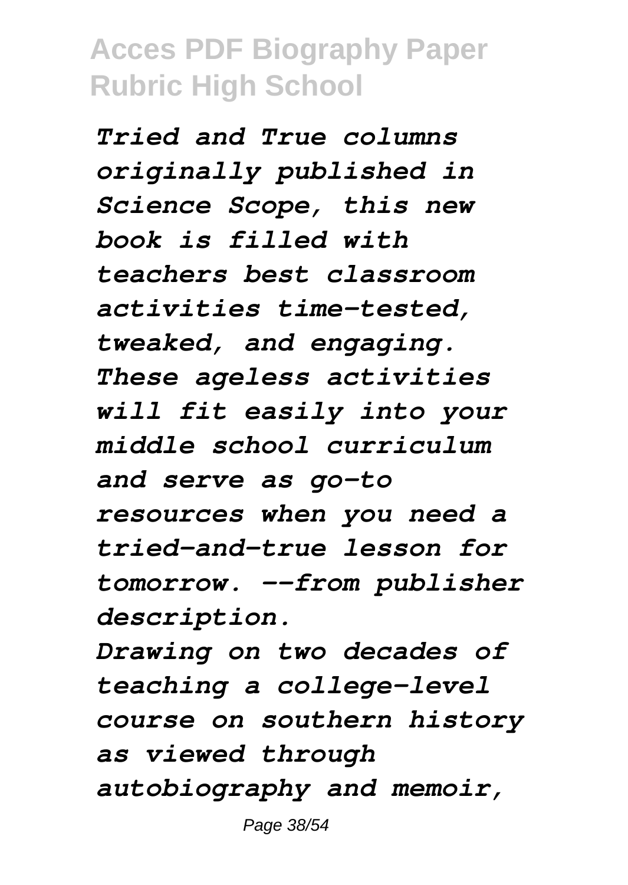*Tried and True columns originally published in Science Scope, this new book is filled with teachers best classroom activities time-tested, tweaked, and engaging. These ageless activities will fit easily into your middle school curriculum and serve as go-to resources when you need a tried-and-true lesson for tomorrow. --from publisher description.*

*Drawing on two decades of teaching a college-level course on southern history as viewed through autobiography and memoir,*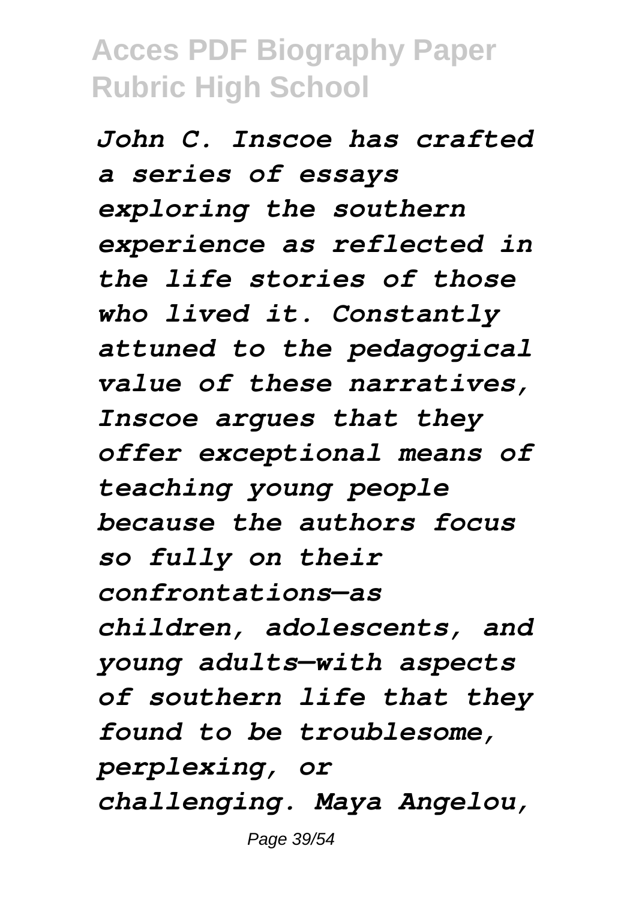*John C. Inscoe has crafted a series of essays exploring the southern experience as reflected in the life stories of those who lived it. Constantly attuned to the pedagogical value of these narratives, Inscoe argues that they offer exceptional means of teaching young people because the authors focus so fully on their confrontations—as children, adolescents, and young adults—with aspects of southern life that they found to be troublesome, perplexing, or challenging. Maya Angelou,*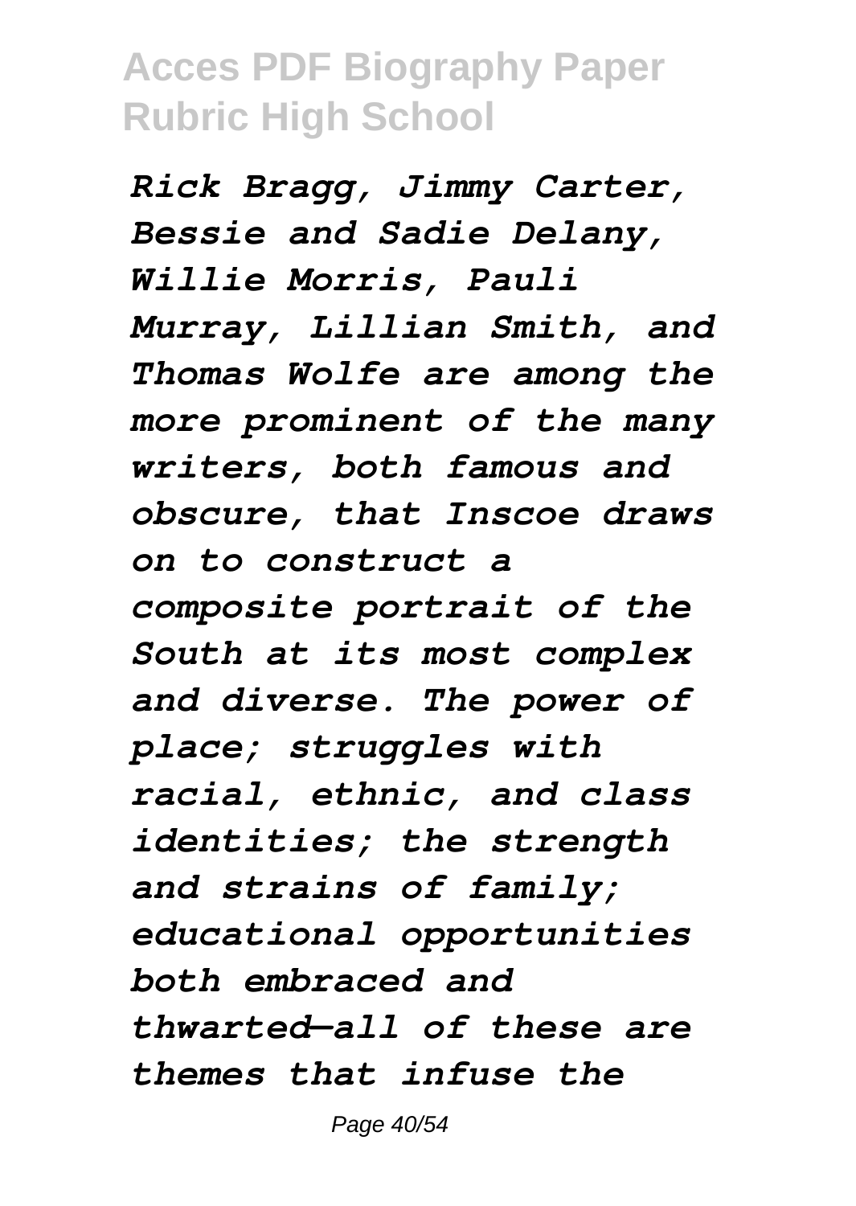*Rick Bragg, Jimmy Carter, Bessie and Sadie Delany, Willie Morris, Pauli Murray, Lillian Smith, and Thomas Wolfe are among the more prominent of the many writers, both famous and obscure, that Inscoe draws on to construct a composite portrait of the South at its most complex and diverse. The power of place; struggles with racial, ethnic, and class identities; the strength and strains of family; educational opportunities both embraced and thwarted—all of these are themes that infuse the*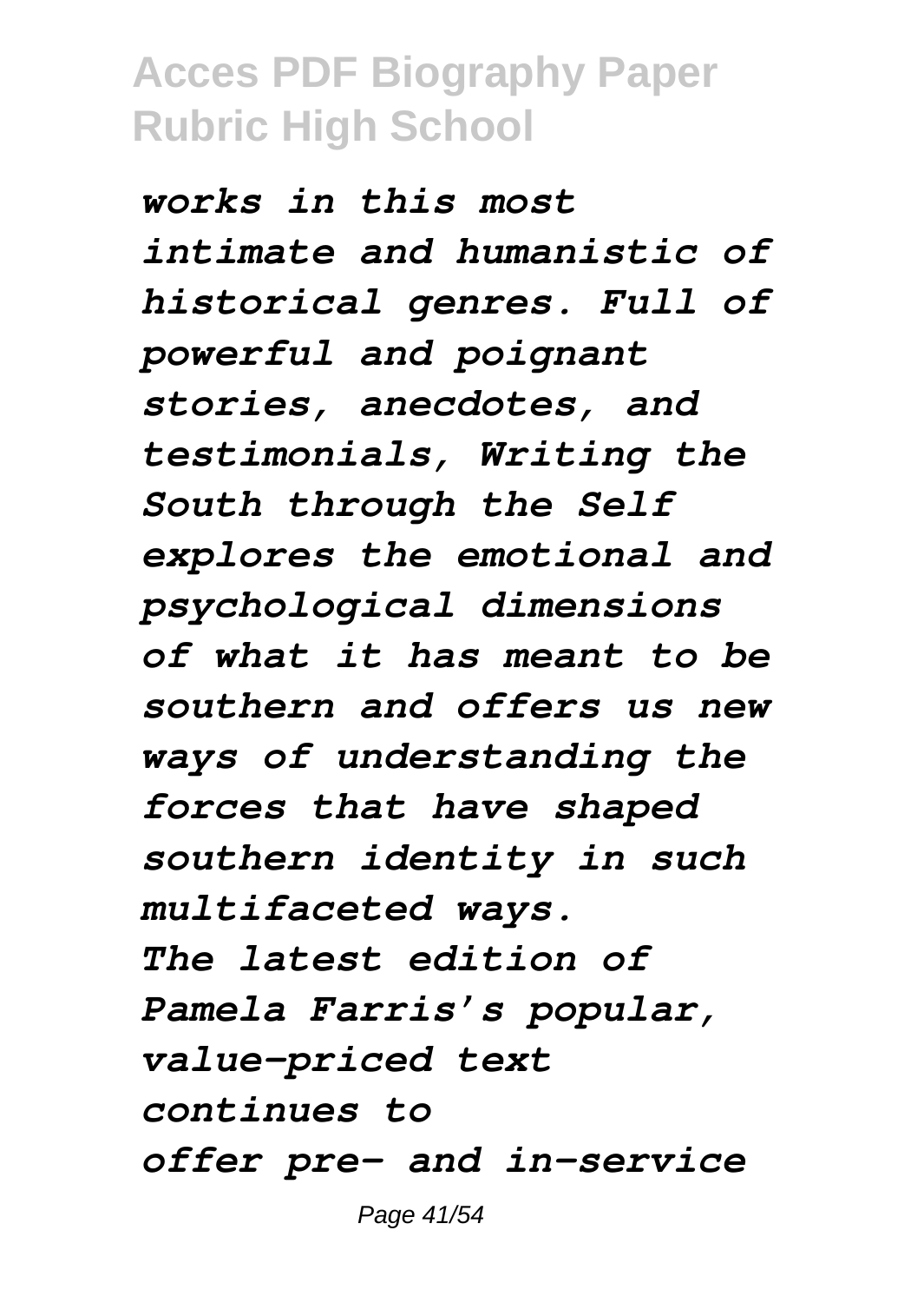*works in this most intimate and humanistic of historical genres. Full of powerful and poignant stories, anecdotes, and testimonials, Writing the South through the Self explores the emotional and psychological dimensions of what it has meant to be southern and offers us new ways of understanding the forces that have shaped southern identity in such multifaceted ways.*

*The latest edition of Pamela Farris's popular, value-priced text continues to offer pre- and in-service*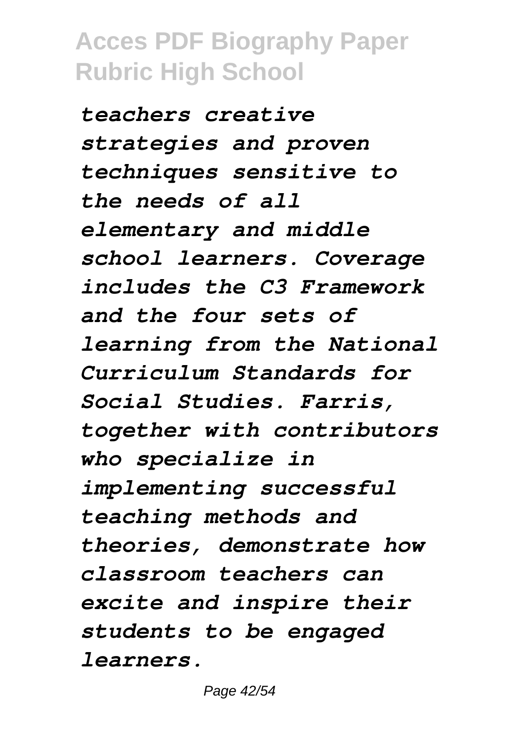*teachers creative strategies and proven techniques sensitive to the needs of all elementary and middle school learners. Coverage includes the C3 Framework and the four sets of learning from the National Curriculum Standards for Social Studies. Farris, together with contributors who specialize in implementing successful teaching methods and theories, demonstrate how classroom teachers can excite and inspire their students to be engaged learners.*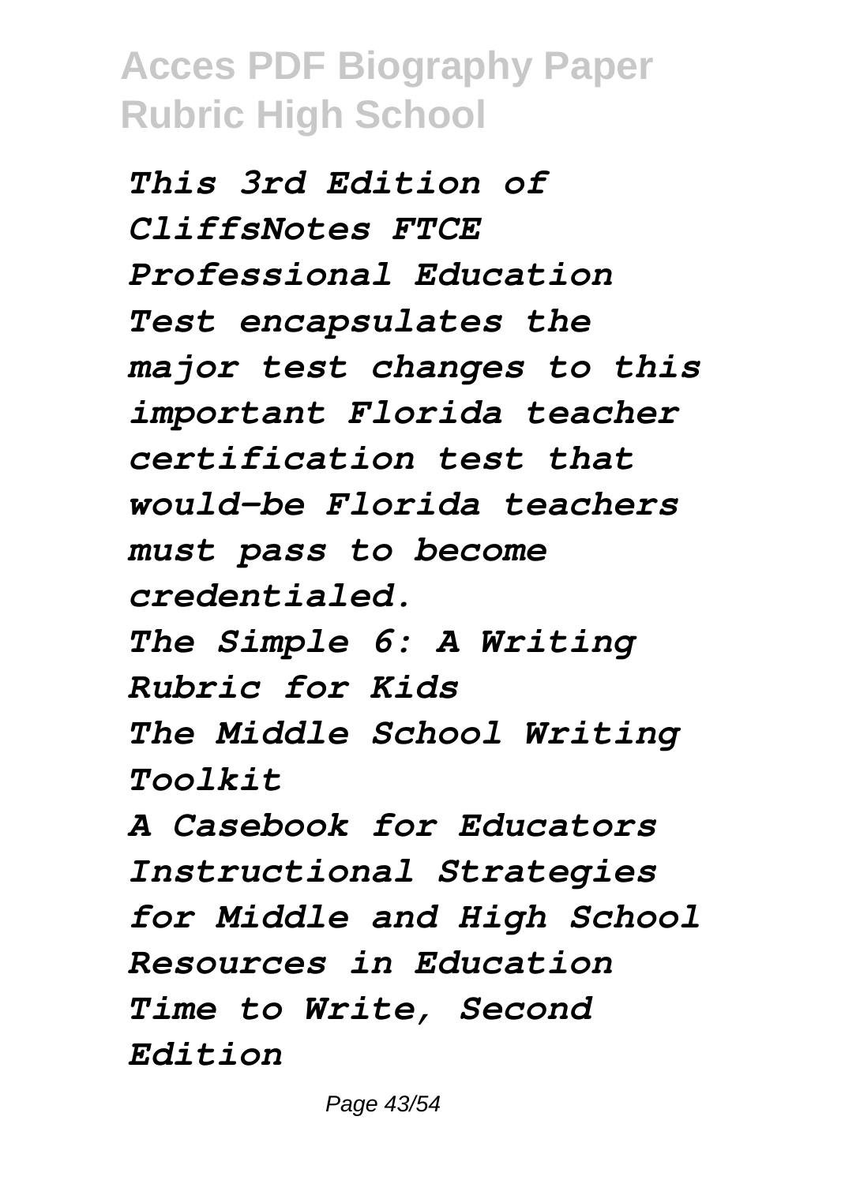*This 3rd Edition of CliffsNotes FTCE Professional Education Test encapsulates the major test changes to this important Florida teacher certification test that would-be Florida teachers must pass to become credentialed.*

*The Simple 6: A Writing Rubric for Kids*

*The Middle School Writing Toolkit*

*A Casebook for Educators*

*Instructional Strategies for Middle and High School*

*Resources in Education*

*Time to Write, Second Edition*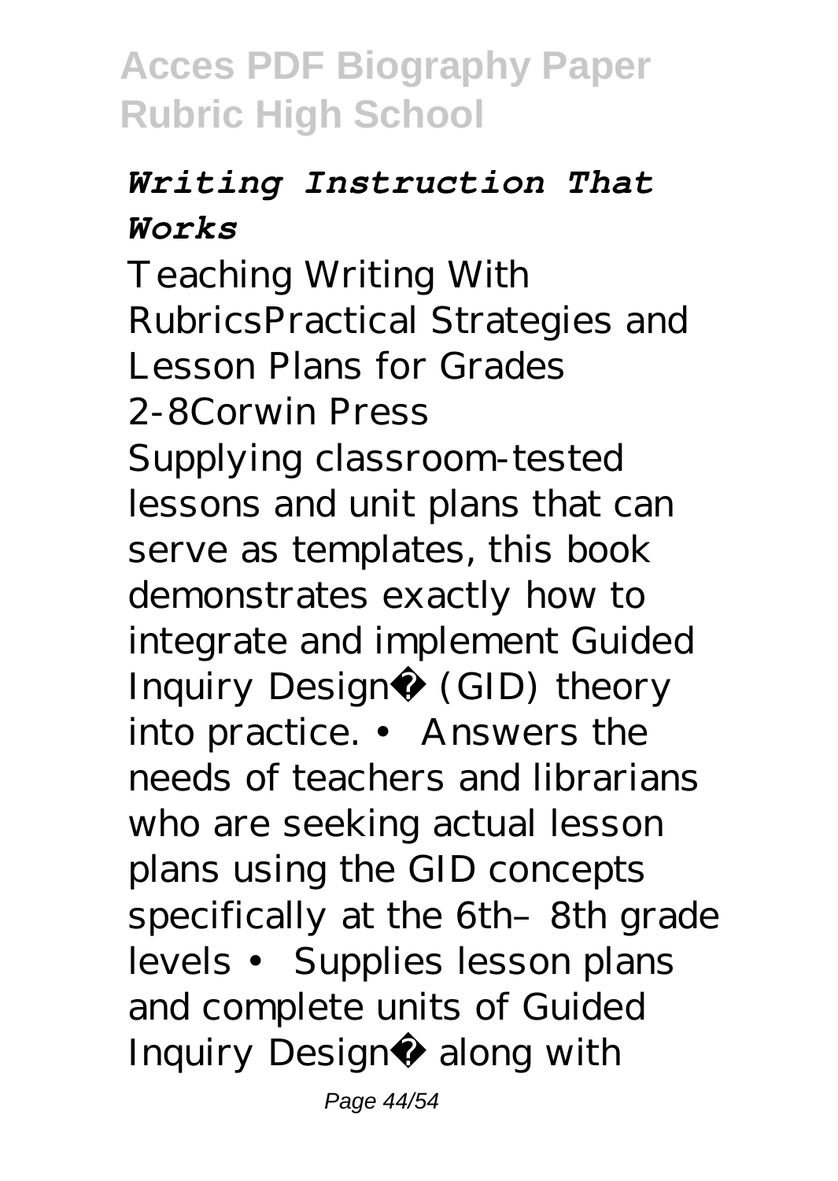### *Writing Instruction That Works*

Teaching Writing With RubricsPractical Strategies and Lesson Plans for Grades 2-8Corwin Press

Supplying classroom-tested lessons and unit plans that can serve as templates, this book demonstrates exactly how to integrate and implement Guided Inquiry Design® (GID) theory into practice. • Answers the needs of teachers and librarians who are seeking actual lesson plans using the GID concepts specifically at the 6th–8th grade levels • Supplies lesson plans and complete units of Guided Inquiry Design® along with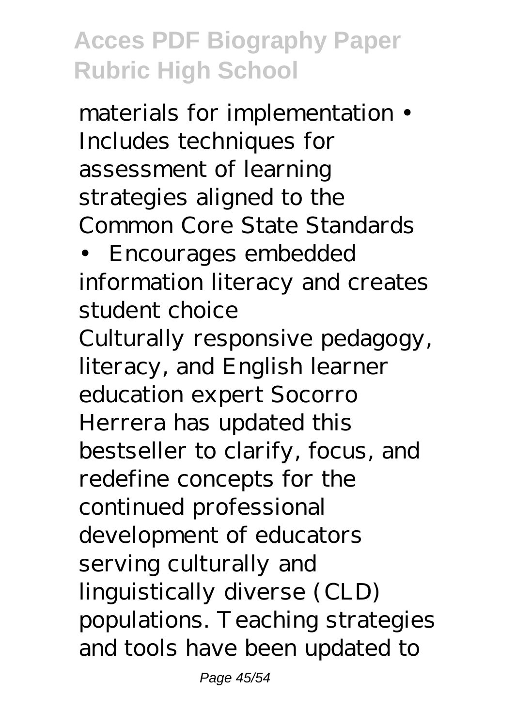materials for implementation • Includes techniques for assessment of learning strategies aligned to the Common Core State Standards

• Encourages embedded information literacy and creates student choice

Culturally responsive pedagogy, literacy, and English learner education expert Socorro Herrera has updated this bestseller to clarify, focus, and redefine concepts for the continued professional development of educators serving culturally and linguistically diverse (CLD) populations. Teaching strategies and tools have been updated to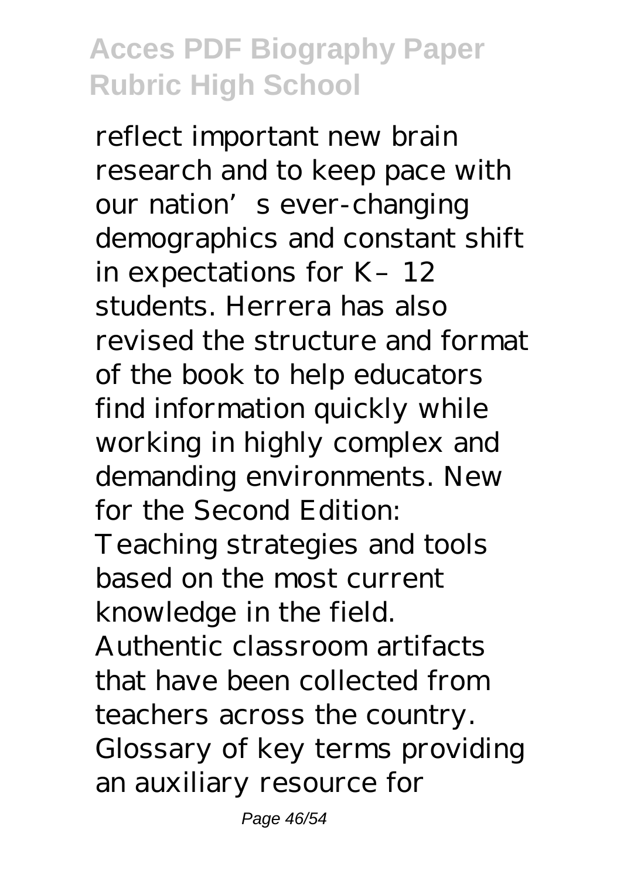reflect important new brain research and to keep pace with our nation's ever-changing demographics and constant shift in expectations for K–12 students. Herrera has also revised the structure and format of the book to help educators find information quickly while working in highly complex and demanding environments. New for the Second Edition: Teaching strategies and tools based on the most current knowledge in the field. Authentic classroom artifacts that have been collected from teachers across the country. Glossary of key terms providing an auxiliary resource for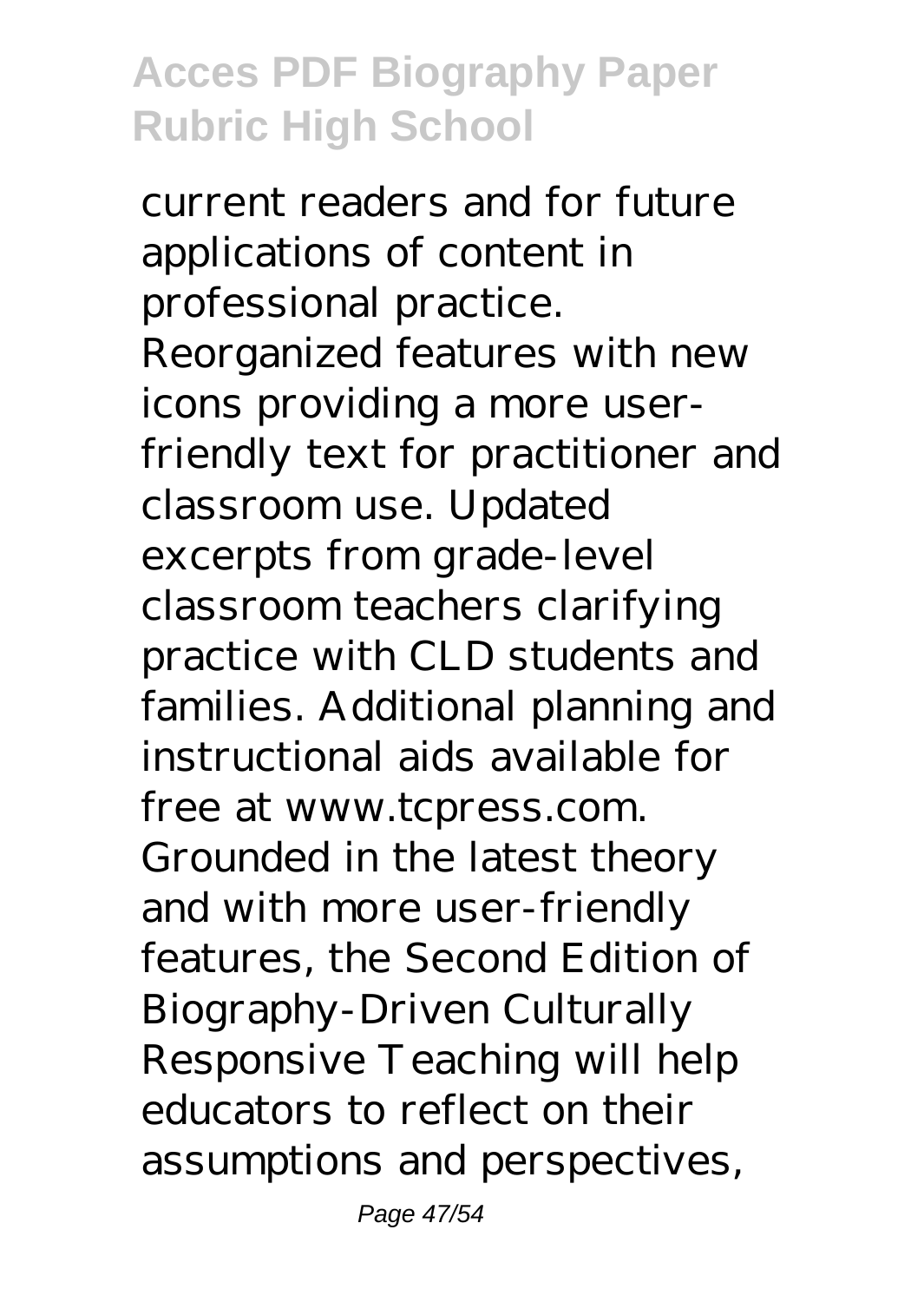current readers and for future applications of content in professional practice. Reorganized features with new icons providing a more user-friendly text for practitioner and classroom use. Updated excerpts from grade-level classroom teachers clarifying practice with CLD students and families. Additional planning and instructional aids available for free at www.tcpress.com. Grounded in the latest theory and with more user-friendly features, the Second Edition of Biography-Driven Culturally Responsive Teaching will help educators to reflect on their assumptions and perspectives,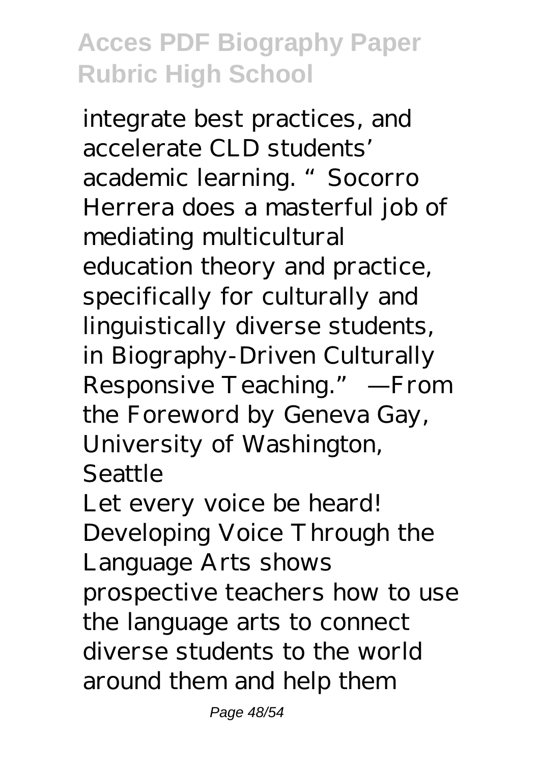integrate best practices, and accelerate CLD students' academic learning. "Socorro Herrera does a masterful job of mediating multicultural education theory and practice, specifically for culturally and linguistically diverse students, in Biography-Driven Culturally Responsive Teaching." —From the Foreword by Geneva Gay, University of Washington, Seattle

Let every voice be heard! Developing Voice Through the Language Arts shows prospective teachers how to use the language arts to connect diverse students to the world around them and help them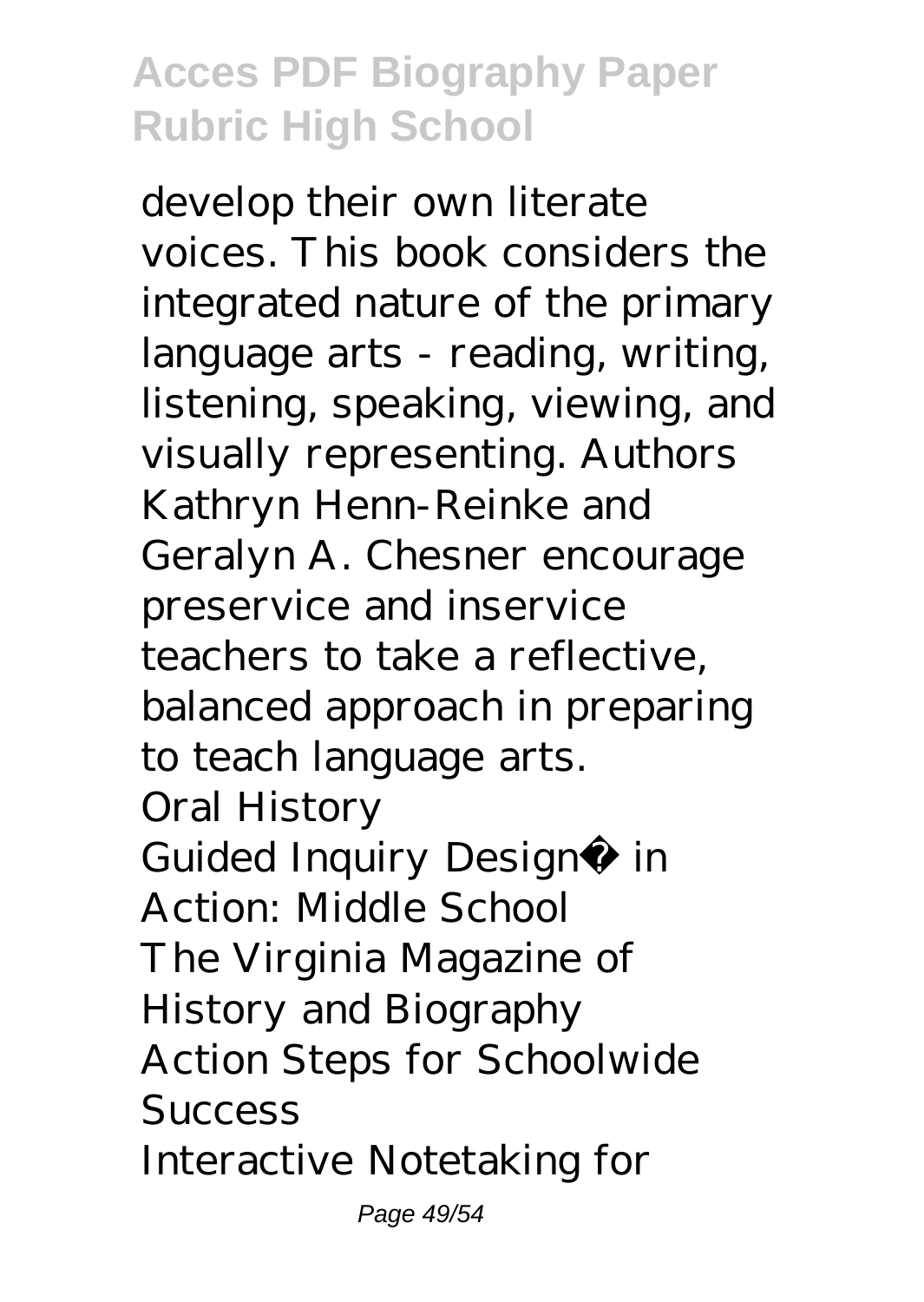develop their own literate voices. This book considers the integrated nature of the primary language arts - reading, writing, listening, speaking, viewing, and visually representing. Authors Kathryn Henn-Reinke and Geralyn A. Chesner encourage preservice and inservice teachers to take a reflective, balanced approach in preparing to teach language arts.

Oral History

Guided Inquiry Design® in Action: Middle School

The Virginia Magazine of History and Biography

Action Steps for Schoolwide Success

Interactive Notetaking for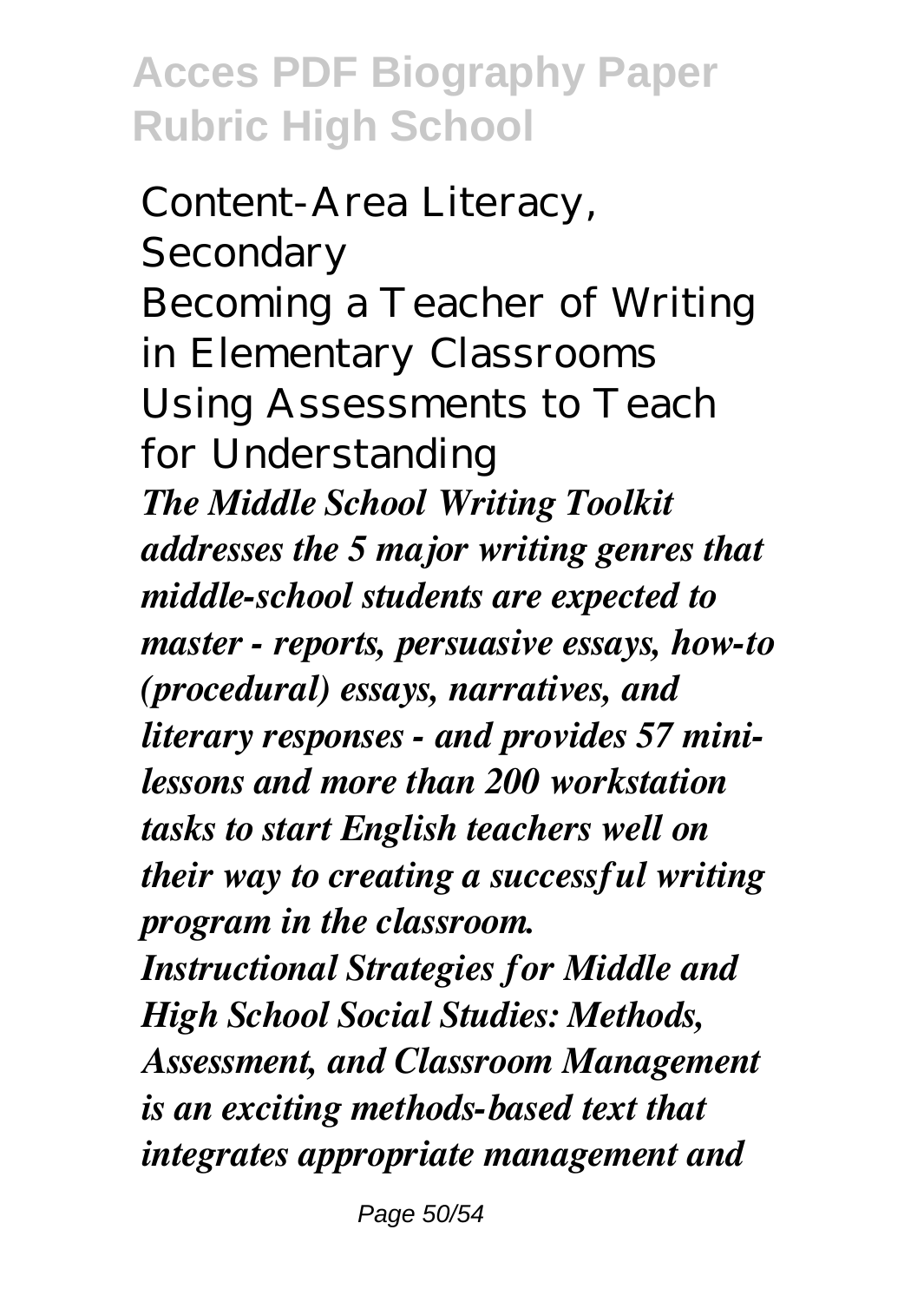Content-Area Literacy, Secondary
Becoming a Teacher of Writing in Elementary Classrooms
Using Assessments to Teach for Understanding

***The Middle School Writing Toolkit addresses the 5 major writing genres that middle-school students are expected to master - reports, persuasive essays, how-to (procedural) essays, narratives, and literary responses - and provides 57 mini-lessons and more than 200 workstation tasks to start English teachers well on their way to creating a successful writing program in the classroom.***

***Instructional Strategies for Middle and High School Social Studies: Methods, Assessment, and Classroom Management is an exciting methods-based text that integrates appropriate management and***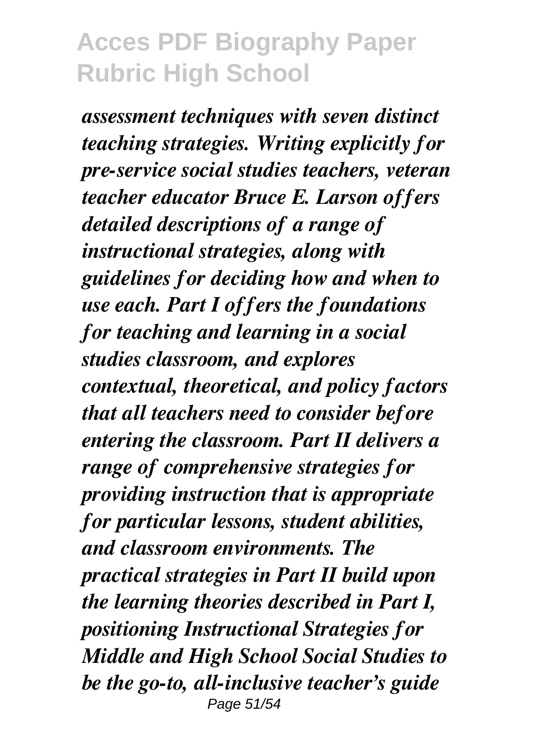*assessment techniques with seven distinct teaching strategies. Writing explicitly for pre-service social studies teachers, veteran teacher educator Bruce E. Larson offers detailed descriptions of a range of instructional strategies, along with guidelines for deciding how and when to use each. Part I offers the foundations for teaching and learning in a social studies classroom, and explores contextual, theoretical, and policy factors that all teachers need to consider before entering the classroom. Part II delivers a range of comprehensive strategies for providing instruction that is appropriate for particular lessons, student abilities, and classroom environments. The practical strategies in Part II build upon the learning theories described in Part I, positioning Instructional Strategies for Middle and High School Social Studies to be the go-to, all-inclusive teacher's guide*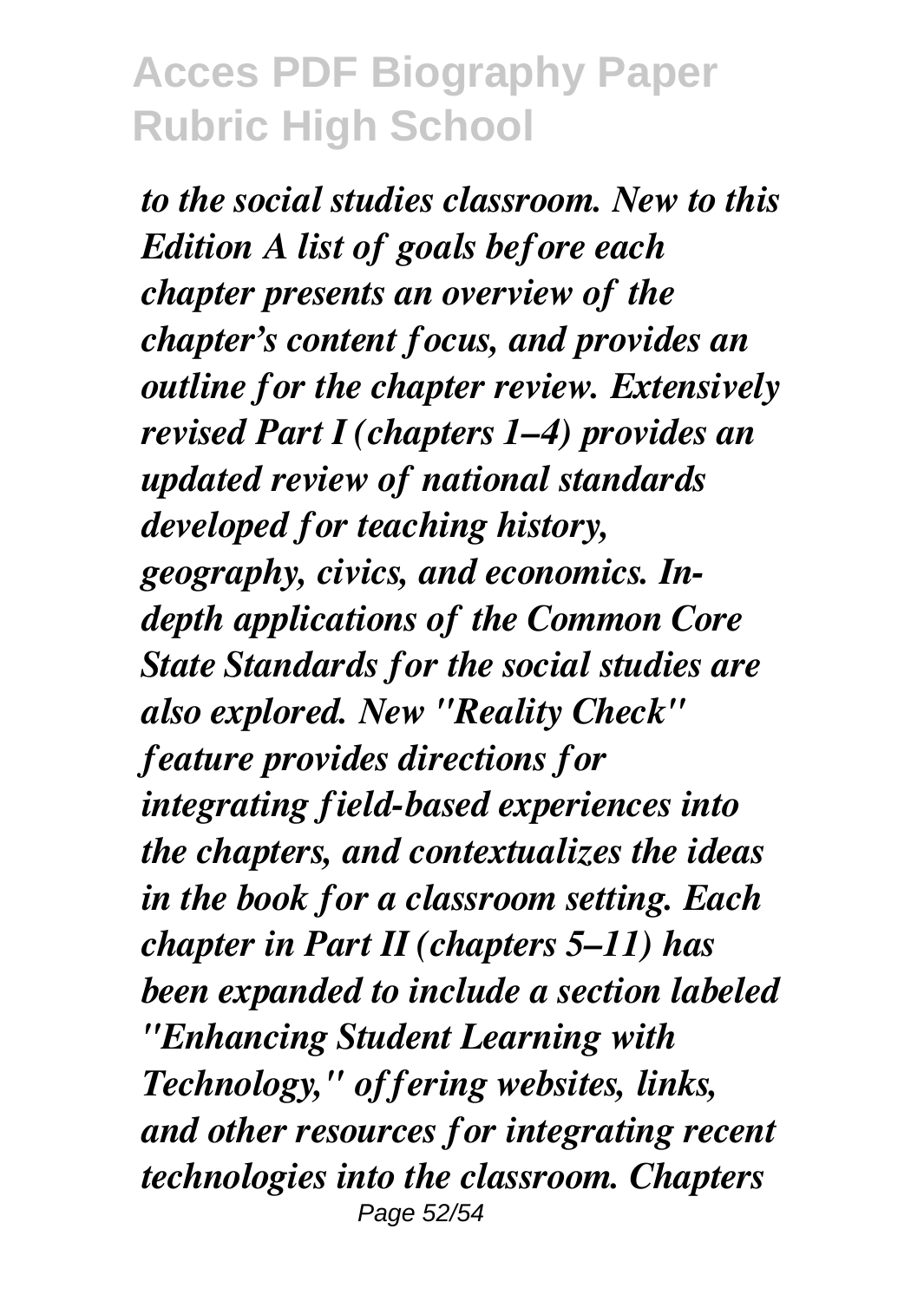*to the social studies classroom. New to this Edition A list of goals before each chapter presents an overview of the chapter's content focus, and provides an outline for the chapter review. Extensively revised Part I (chapters 1–4) provides an updated review of national standards developed for teaching history, geography, civics, and economics. In-depth applications of the Common Core State Standards for the social studies are also explored. New "Reality Check" feature provides directions for integrating field-based experiences into the chapters, and contextualizes the ideas in the book for a classroom setting. Each chapter in Part II (chapters 5–11) has been expanded to include a section labeled "Enhancing Student Learning with Technology," offering websites, links, and other resources for integrating recent technologies into the classroom. Chapters*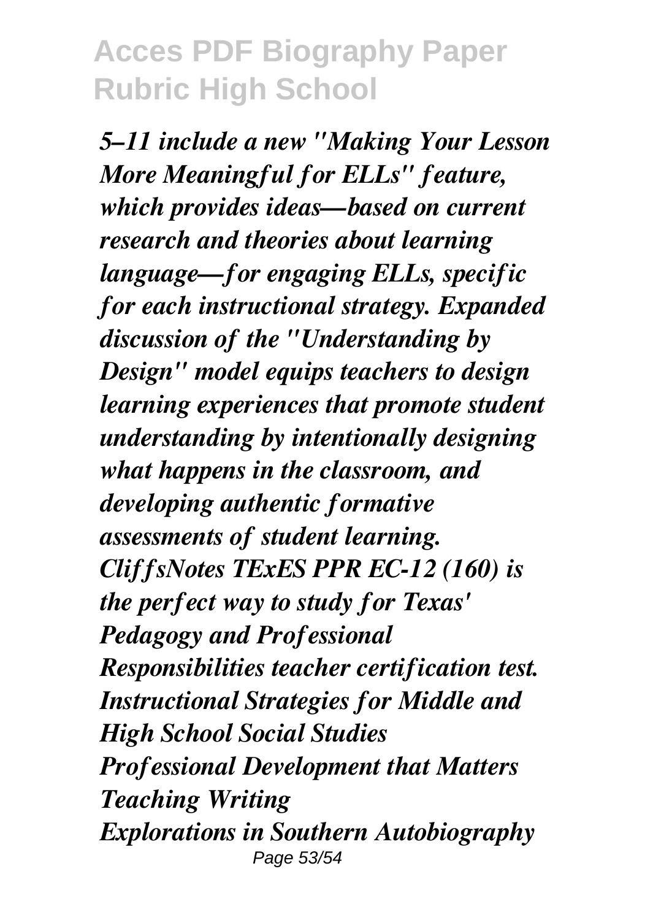*5–11 include a new "Making Your Lesson More Meaningful for ELLs" feature, which provides ideas—based on current research and theories about learning language—for engaging ELLs, specific for each instructional strategy. Expanded discussion of the "Understanding by Design" model equips teachers to design learning experiences that promote student understanding by intentionally designing what happens in the classroom, and developing authentic formative assessments of student learning.*
*CliffsNotes TExES PPR EC-12 (160) is the perfect way to study for Texas' Pedagogy and Professional Responsibilities teacher certification test.*
*Instructional Strategies for Middle and High School Social Studies*
*Professional Development that Matters*
*Teaching Writing*
*Explorations in Southern Autobiography*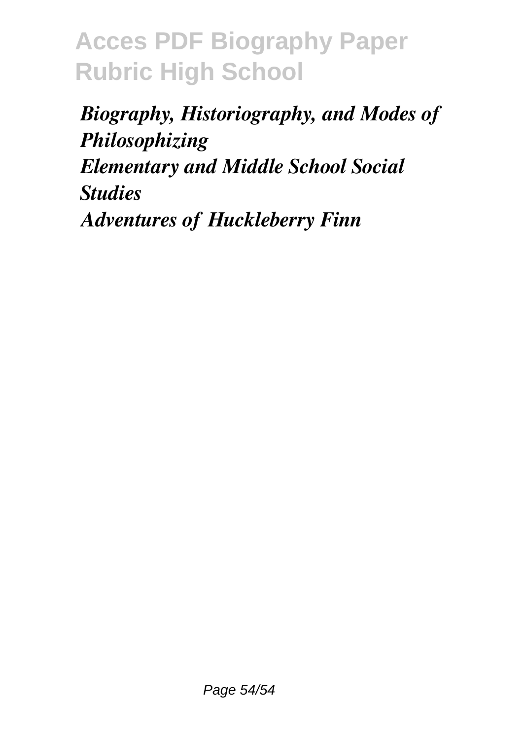*Biography, Historiography, and Modes of Philosophizing*
*Elementary and Middle School Social Studies*
*Adventures of Huckleberry Finn*